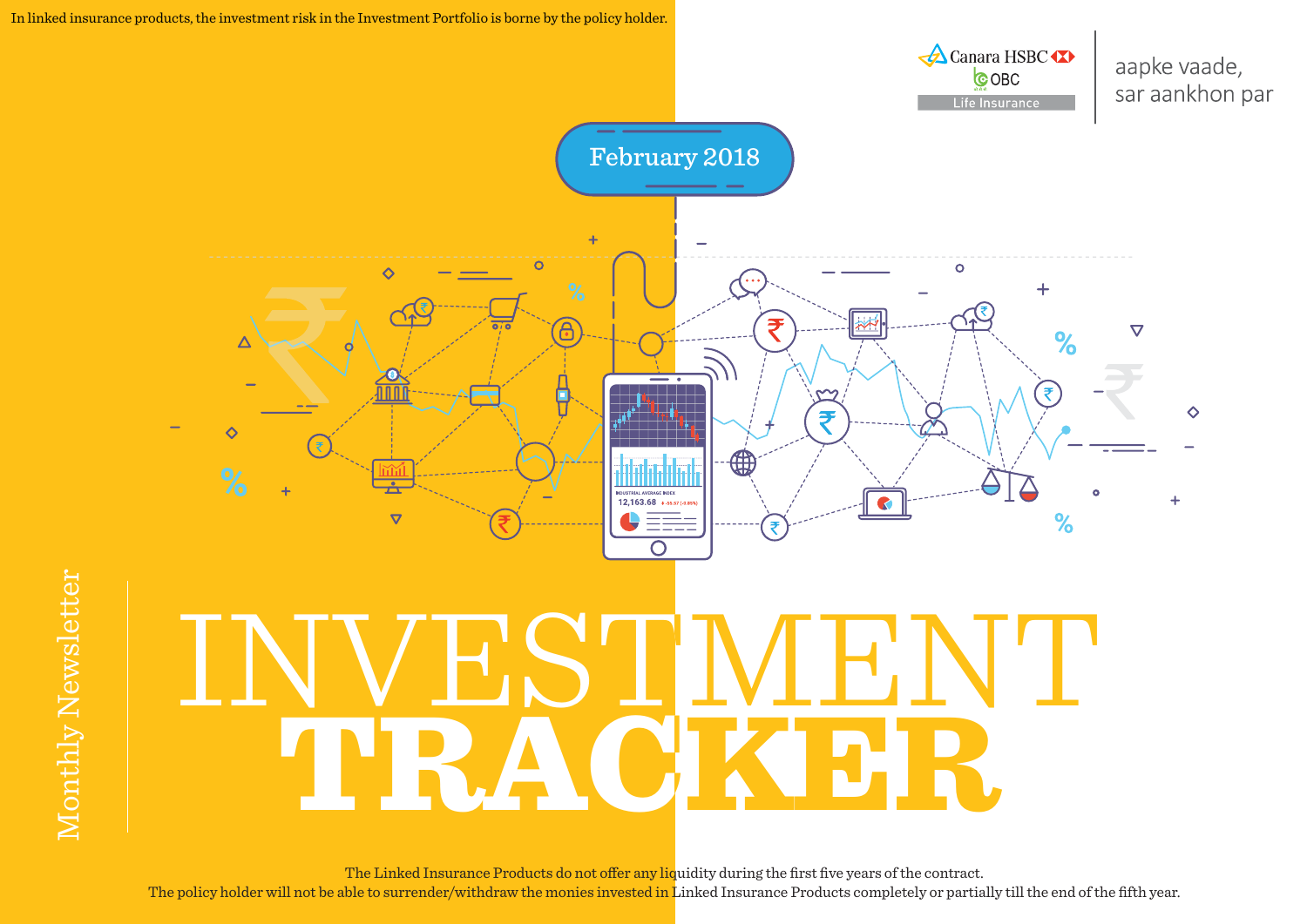In linked insurance products, the investment risk in the Investment Portfolio is borne by the policy holder.

Canara HSBC OBC Life Insurance

aapke vaade, sar aankhon par

February 2018

Monthly Newsletter

# INVESTMENT TRACKER

The Linked Insurance Products do not offer any liquidity during the first five years of the contract.
The policy holder will not be able to surrender/withdraw the monies invested in Linked Insurance Products completely or partially till the end of the fifth year.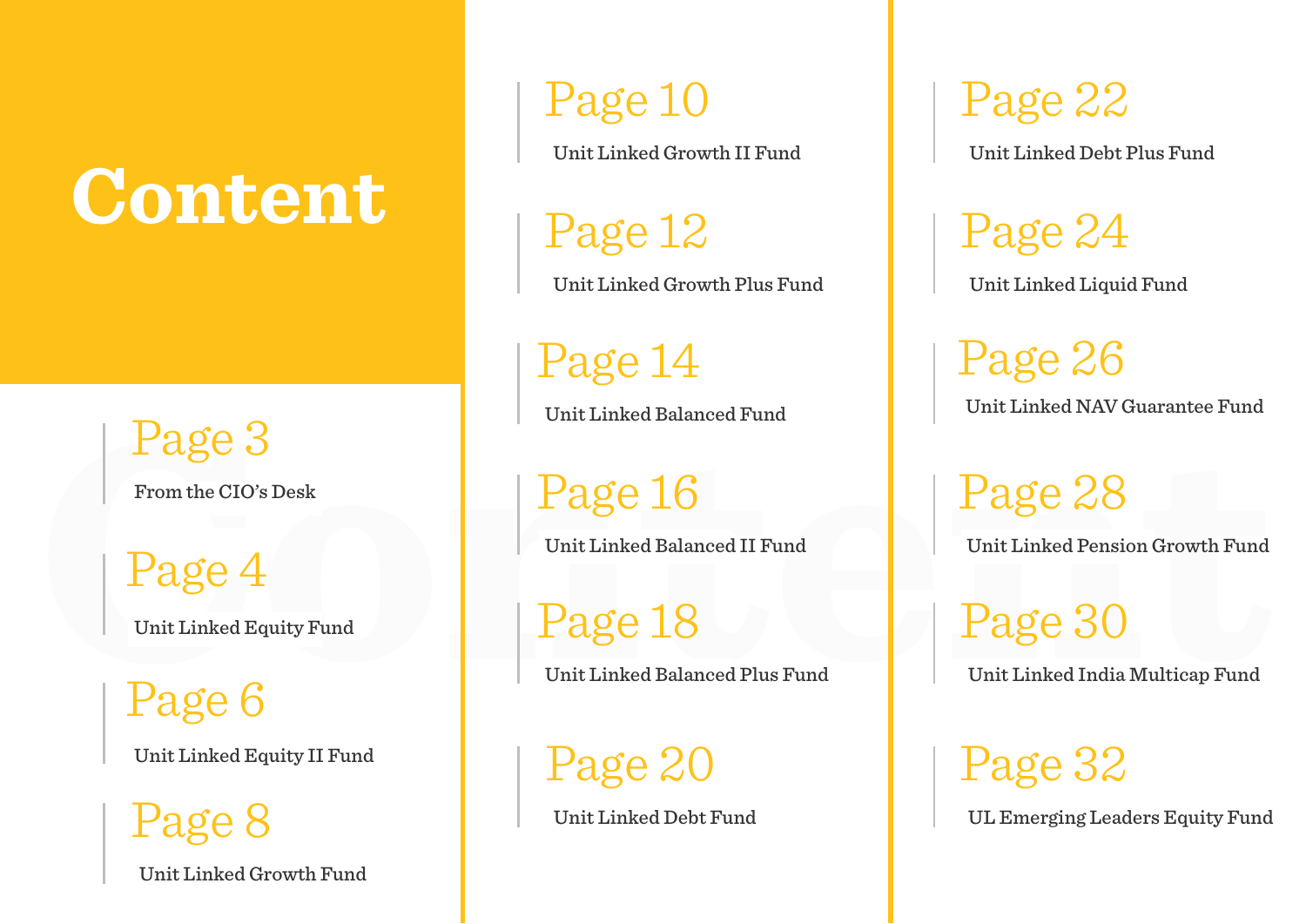# Content

- **Page 3** — From the CIO's Desk
- **Page 4** — Unit Linked Equity Fund
- **Page 6** — Unit Linked Equity II Fund
- **Page 8** — Unit Linked Growth Fund
- **Page 10** — Unit Linked Growth II Fund
- **Page 12** — Unit Linked Growth Plus Fund
- **Page 14** — Unit Linked Balanced Fund
- **Page 16** — Unit Linked Balanced II Fund
- **Page 18** — Unit Linked Balanced Plus Fund
- **Page 20** — Unit Linked Debt Fund
- **Page 22** — Unit Linked Debt Plus Fund
- **Page 24** — Unit Linked Liquid Fund
- **Page 26** — Unit Linked NAV Guarantee Fund
- **Page 28** — Unit Linked Pension Growth Fund
- **Page 30** — Unit Linked India Multicap Fund
- **Page 32** — UL Emerging Leaders Equity Fund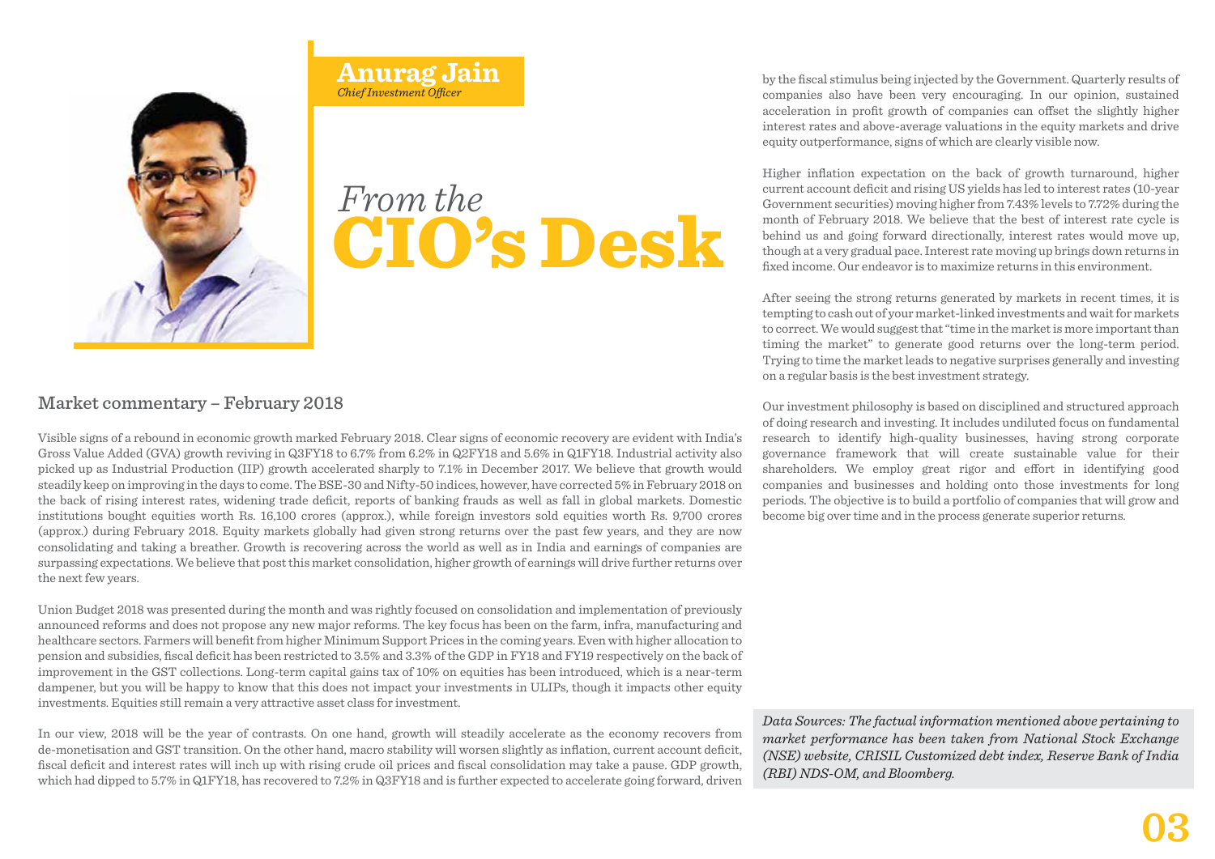**Anurag Jain**
*Chief Investment Officer*

# *From the* CIO's Desk

## Market commentary – February 2018

Visible signs of a rebound in economic growth marked February 2018. Clear signs of economic recovery are evident with India's Gross Value Added (GVA) growth reviving in Q3FY18 to 6.7% from 6.2% in Q2FY18 and 5.6% in Q1FY18. Industrial activity also picked up as Industrial Production (IIP) growth accelerated sharply to 7.1% in December 2017. We believe that growth would steadily keep on improving in the days to come. The BSE-30 and Nifty-50 indices, however, have corrected 5% in February 2018 on the back of rising interest rates, widening trade deficit, reports of banking frauds as well as fall in global markets. Domestic institutions bought equities worth Rs. 16,100 crores (approx.), while foreign investors sold equities worth Rs. 9,700 crores (approx.) during February 2018. Equity markets globally had given strong returns over the past few years, and they are now consolidating and taking a breather. Growth is recovering across the world as well as in India and earnings of companies are surpassing expectations. We believe that post this market consolidation, higher growth of earnings will drive further returns over the next few years.

Union Budget 2018 was presented during the month and was rightly focused on consolidation and implementation of previously announced reforms and does not propose any new major reforms. The key focus has been on the farm, infra, manufacturing and healthcare sectors. Farmers will benefit from higher Minimum Support Prices in the coming years. Even with higher allocation to pension and subsidies, fiscal deficit has been restricted to 3.5% and 3.3% of the GDP in FY18 and FY19 respectively on the back of improvement in the GST collections. Long-term capital gains tax of 10% on equities has been introduced, which is a near-term dampener, but you will be happy to know that this does not impact your investments in ULIPs, though it impacts other equity investments. Equities still remain a very attractive asset class for investment.

In our view, 2018 will be the year of contrasts. On one hand, growth will steadily accelerate as the economy recovers from de-monetisation and GST transition. On the other hand, macro stability will worsen slightly as inflation, current account deficit, fiscal deficit and interest rates will inch up with rising crude oil prices and fiscal consolidation may take a pause. GDP growth, which had dipped to 5.7% in Q1FY18, has recovered to 7.2% in Q3FY18 and is further expected to accelerate going forward, driven by the fiscal stimulus being injected by the Government. Quarterly results of companies also have been very encouraging. In our opinion, sustained acceleration in profit growth of companies can offset the slightly higher interest rates and above-average valuations in the equity markets and drive equity outperformance, signs of which are clearly visible now.

Higher inflation expectation on the back of growth turnaround, higher current account deficit and rising US yields has led to interest rates (10-year Government securities) moving higher from 7.43% levels to 7.72% during the month of February 2018. We believe that the best of interest rate cycle is behind us and going forward directionally, interest rates would move up, though at a very gradual pace. Interest rate moving up brings down returns in fixed income. Our endeavor is to maximize returns in this environment.

After seeing the strong returns generated by markets in recent times, it is tempting to cash out of your market-linked investments and wait for markets to correct. We would suggest that "time in the market is more important than timing the market" to generate good returns over the long-term period. Trying to time the market leads to negative surprises generally and investing on a regular basis is the best investment strategy.

Our investment philosophy is based on disciplined and structured approach of doing research and investing. It includes undiluted focus on fundamental research to identify high-quality businesses, having strong corporate governance framework that will create sustainable value for their shareholders. We employ great rigor and effort in identifying good companies and businesses and holding onto those investments for long periods. The objective is to build a portfolio of companies that will grow and become big over time and in the process generate superior returns.

***Data Sources: The factual information mentioned above pertaining to market performance has been taken from National Stock Exchange (NSE) website, CRISIL Customized debt index, Reserve Bank of India (RBI) NDS-OM, and Bloomberg.***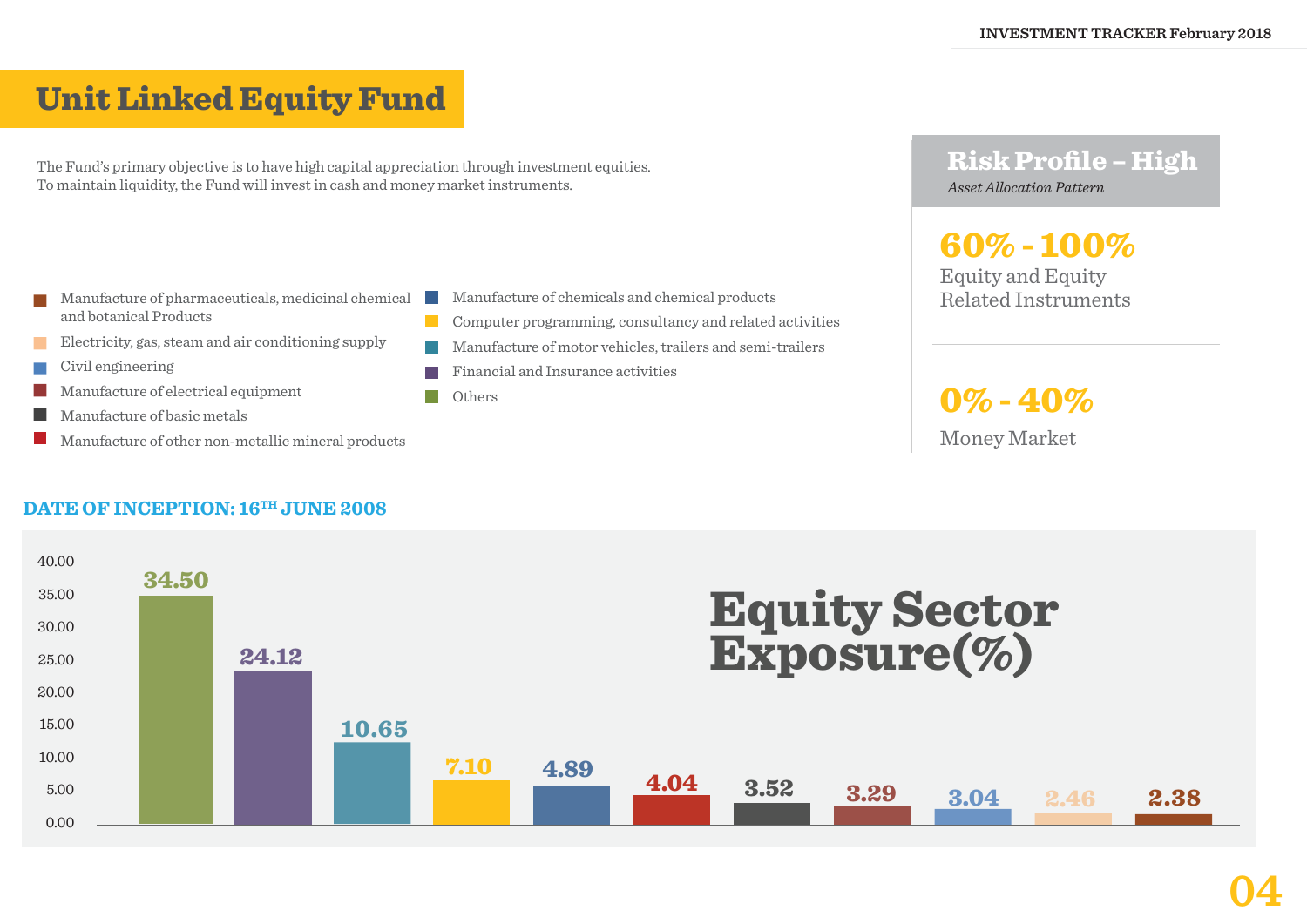# Unit Linked Equity Fund

The Fund's primary objective is to have high capital appreciation through investment equities.
To maintain liquidity, the Fund will invest in cash and money market instruments.

## Risk Profile – High

*Asset Allocation Pattern*

**60% - 100%**
Equity and Equity Related Instruments

**0% - 40%**
Money Market

**DATE OF INCEPTION: 16TH JUNE 2008**

## Equity Sector Exposure(%)

| Sector | Exposure (%) |
|---|---|
| Others | 34.50 |
| Financial and Insurance activities | 24.12 |
| Manufacture of motor vehicles, trailers and semi-trailers | 10.65 |
| Computer programming, consultancy and related activities | 7.10 |
| Manufacture of chemicals and chemical products | 4.89 |
| Manufacture of other non-metallic mineral products | 4.04 |
| Manufacture of basic metals | 3.52 |
| Manufacture of electrical equipment | 3.29 |
| Civil engineering | 3.04 |
| Electricity, gas, steam and air conditioning supply | 2.46 |
| Manufacture of pharmaceuticals, medicinal chemical and botanical Products | 2.38 |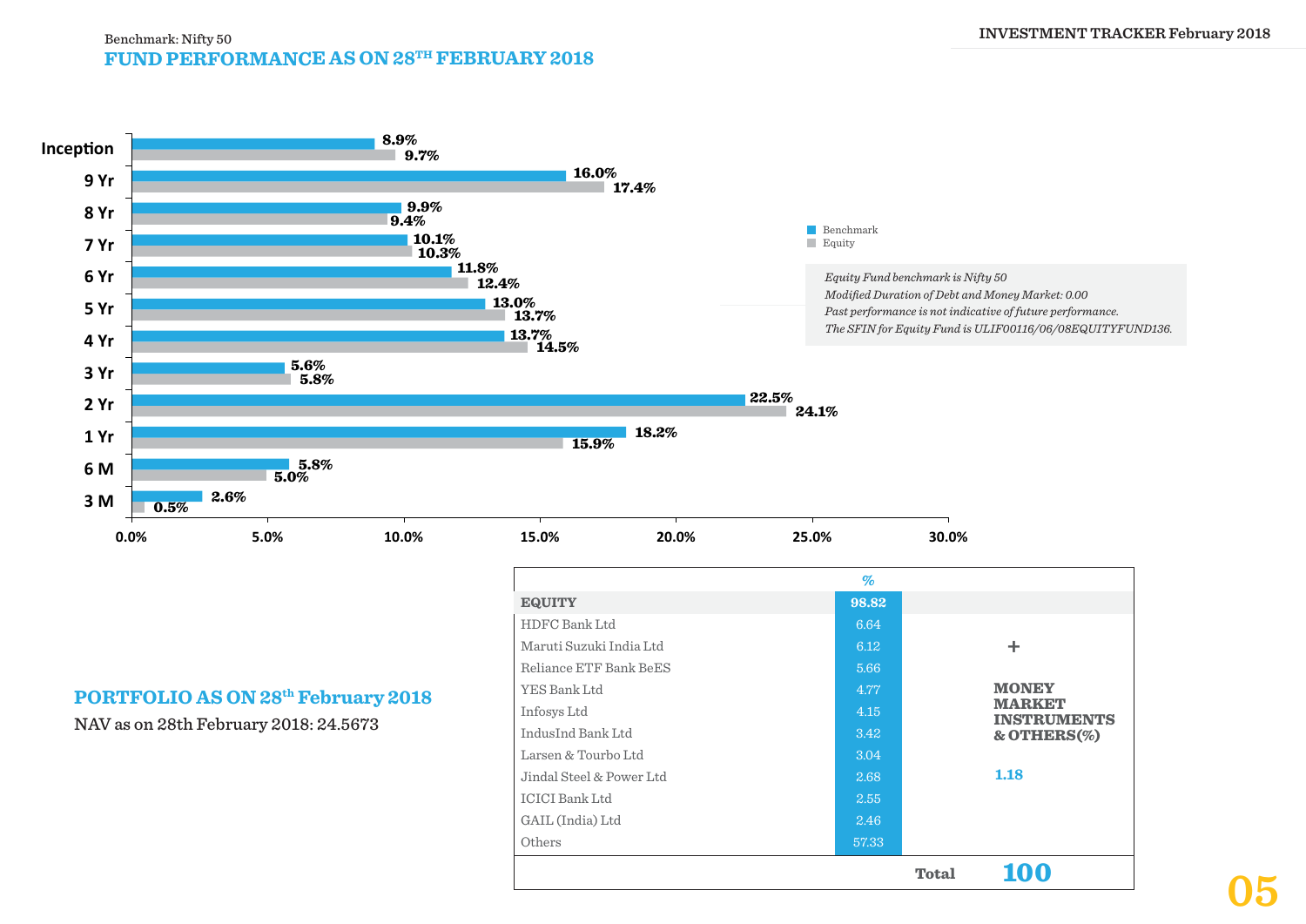Benchmark: Nifty 50

## FUND PERFORMANCE AS ON 28TH FEBRUARY 2018

| Period | Benchmark | Equity |
|---|---|---|
| Inception | 8.9% | 9.7% |
| 9 Yr | 16.0% | 17.4% |
| 8 Yr | 9.9% | 9.4% |
| 7 Yr | 10.1% | 10.3% |
| 6 Yr | 11.8% | 12.4% |
| 5 Yr | 13.0% | 13.7% |
| 4 Yr | 13.7% | 14.5% |
| 3 Yr | 5.6% | 5.8% |
| 2 Yr | 22.5% | 24.1% |
| 1 Yr | 18.2% | 15.9% |
| 6 M | 5.8% | 5.0% |
| 3 M | 2.6% | 0.5% |

*Equity Fund benchmark is Nifty 50*
*Modified Duration of Debt and Money Market: 0.00*
*Past performance is not indicative of future performance.*
*The SFIN for Equity Fund is ULIF00116/06/08EQUITYFUND136.*

## PORTFOLIO AS ON 28th February 2018

NAV as on 28th February 2018: 24.5673

| | % | |
|---|---|---|
| **EQUITY** | **98.82** | |
| HDFC Bank Ltd | 6.64 | |
| Maruti Suzuki India Ltd | 6.12 | + |
| Reliance ETF Bank BeES | 5.66 | |
| YES Bank Ltd | 4.77 | **MONEY MARKET INSTRUMENTS & OTHERS(%)** |
| Infosys Ltd | 4.15 | |
| IndusInd Bank Ltd | 3.42 | |
| Larsen & Tourbo Ltd | 3.04 | |
| Jindal Steel & Power Ltd | 2.68 | 1.18 |
| ICICI Bank Ltd | 2.55 | |
| GAIL (India) Ltd | 2.46 | |
| Others | 57.33 | |
| | **Total** | **100** |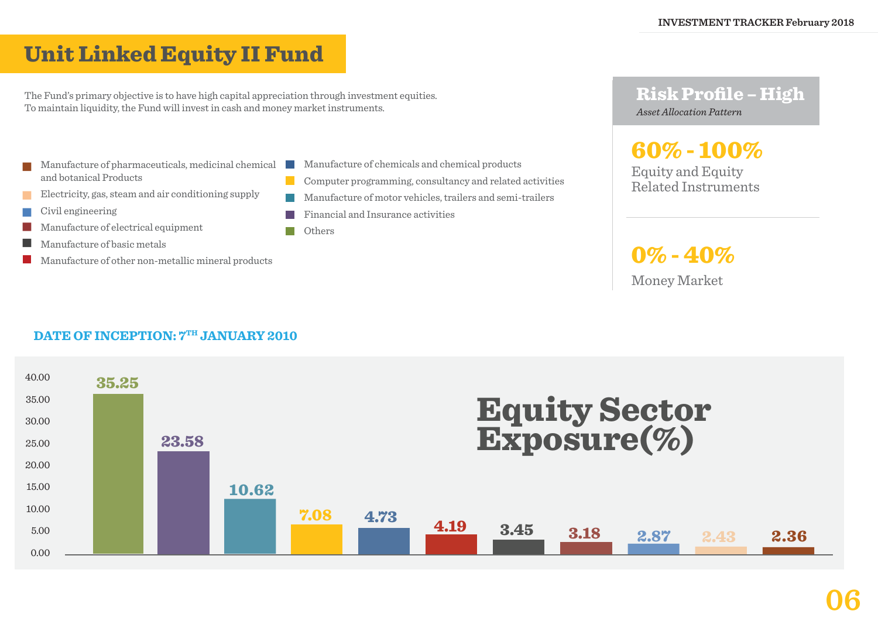# Unit Linked Equity II Fund

The Fund's primary objective is to have high capital appreciation through investment equities.
To maintain liquidity, the Fund will invest in cash and money market instruments.

## Risk Profile – High

*Asset Allocation Pattern*

**60% - 100%**
Equity and Equity Related Instruments

**0% - 40%**
Money Market

**DATE OF INCEPTION: 7TH JANUARY 2010**

## Equity Sector Exposure(%)

| Sector | Exposure (%) |
|---|---|
| Others | 35.25 |
| Financial and Insurance activities | 23.58 |
| Manufacture of motor vehicles, trailers and semi-trailers | 10.62 |
| Computer programming, consultancy and related activities | 7.08 |
| Manufacture of chemicals and chemical products | 4.73 |
| Manufacture of other non-metallic mineral products | 4.19 |
| Manufacture of basic metals | 3.45 |
| Manufacture of electrical equipment | 3.18 |
| Civil engineering | 2.87 |
| Electricity, gas, steam and air conditioning supply | 2.43 |
| Manufacture of pharmaceuticals, medicinal chemical and botanical Products | 2.36 |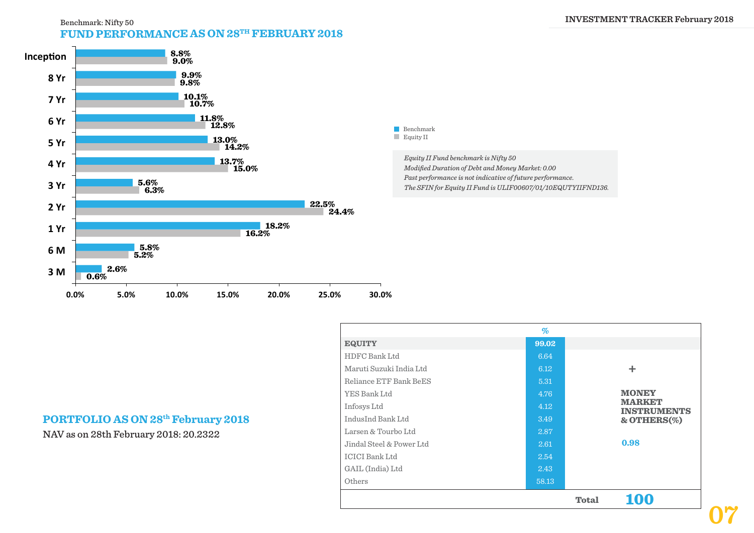Benchmark: Nifty 50

## FUND PERFORMANCE AS ON 28TH FEBRUARY 2018

| Period | Benchmark | Equity II |
|---|---|---|
| Inception | 8.8% | 9.0% |
| 8 Yr | 9.9% | 9.8% |
| 7 Yr | 10.1% | 10.7% |
| 6 Yr | 11.8% | 12.8% |
| 5 Yr | 13.0% | 14.2% |
| 4 Yr | 13.7% | 15.0% |
| 3 Yr | 5.6% | 6.3% |
| 2 Yr | 22.5% | 24.4% |
| 1 Yr | 18.2% | 16.2% |
| 6 M | 5.8% | 5.2% |
| 3 M | 2.6% | 0.6% |

*Equity II Fund benchmark is Nifty 50*
*Modified Duration of Debt and Money Market: 0.00*
*Past performance is not indicative of future performance.*
*The SFIN for Equity II Fund is ULIF00607/01/10EQUTYIIFND136.*

## PORTFOLIO AS ON 28th February 2018

NAV as on 28th February 2018: 20.2322

| | % |
|---|---|
| **EQUITY** | **99.02** |
| HDFC Bank Ltd | 6.64 |
| Maruti Suzuki India Ltd | 6.12 |
| Reliance ETF Bank BeES | 5.31 |
| YES Bank Ltd | 4.76 |
| Infosys Ltd | 4.12 |
| IndusInd Bank Ltd | 3.49 |
| Larsen & Tourbo Ltd | 2.87 |
| Jindal Steel & Power Ltd | 2.61 |
| ICICI Bank Ltd | 2.54 |
| GAIL (India) Ltd | 2.43 |
| Others | 58.13 |
| **+ MONEY MARKET INSTRUMENTS & OTHERS(%)** | **0.98** |
| **Total** | **100** |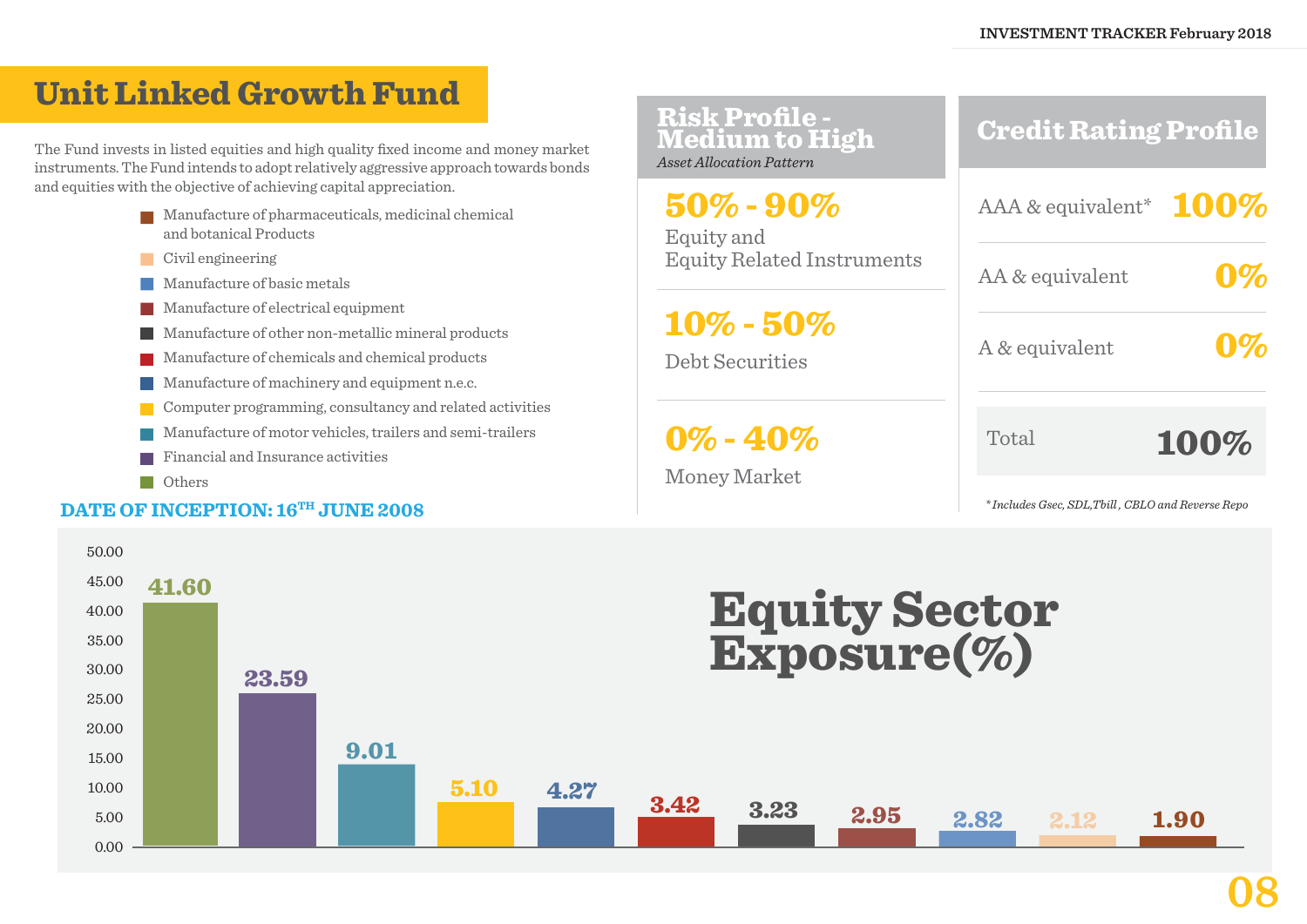# Unit Linked Growth Fund

The Fund invests in listed equities and high quality fixed income and money market instruments. The Fund intends to adopt relatively aggressive approach towards bonds and equities with the objective of achieving capital appreciation.

**DATE OF INCEPTION: 16TH JUNE 2008**

## Risk Profile - Medium to High

*Asset Allocation Pattern*

| Allocation | Instrument |
|---|---|
| **50% - 90%** | Equity and Equity Related Instruments |
| **10% - 50%** | Debt Securities |
| **0% - 40%** | Money Market |

## Credit Rating Profile

| Rating | % |
|---|---|
| AAA & equivalent* | 100% |
| AA & equivalent | 0% |
| A & equivalent | 0% |
| Total | 100% |

*Includes Gsec, SDL,Tbill , CBLO and Reverse Repo*

## Equity Sector Exposure(%)

| Sector | Exposure (%) |
|---|---|
| Others | 41.60 |
| Financial and Insurance activities | 23.59 |
| Manufacture of motor vehicles, trailers and semi-trailers | 9.01 |
| Computer programming, consultancy and related activities | 5.10 |
| Manufacture of machinery and equipment n.e.c. | 4.27 |
| Manufacture of chemicals and chemical products | 3.42 |
| Manufacture of other non-metallic mineral products | 3.23 |
| Manufacture of electrical equipment | 2.95 |
| Manufacture of basic metals | 2.82 |
| Civil engineering | 2.12 |
| Manufacture of pharmaceuticals, medicinal chemical and botanical Products | 1.90 |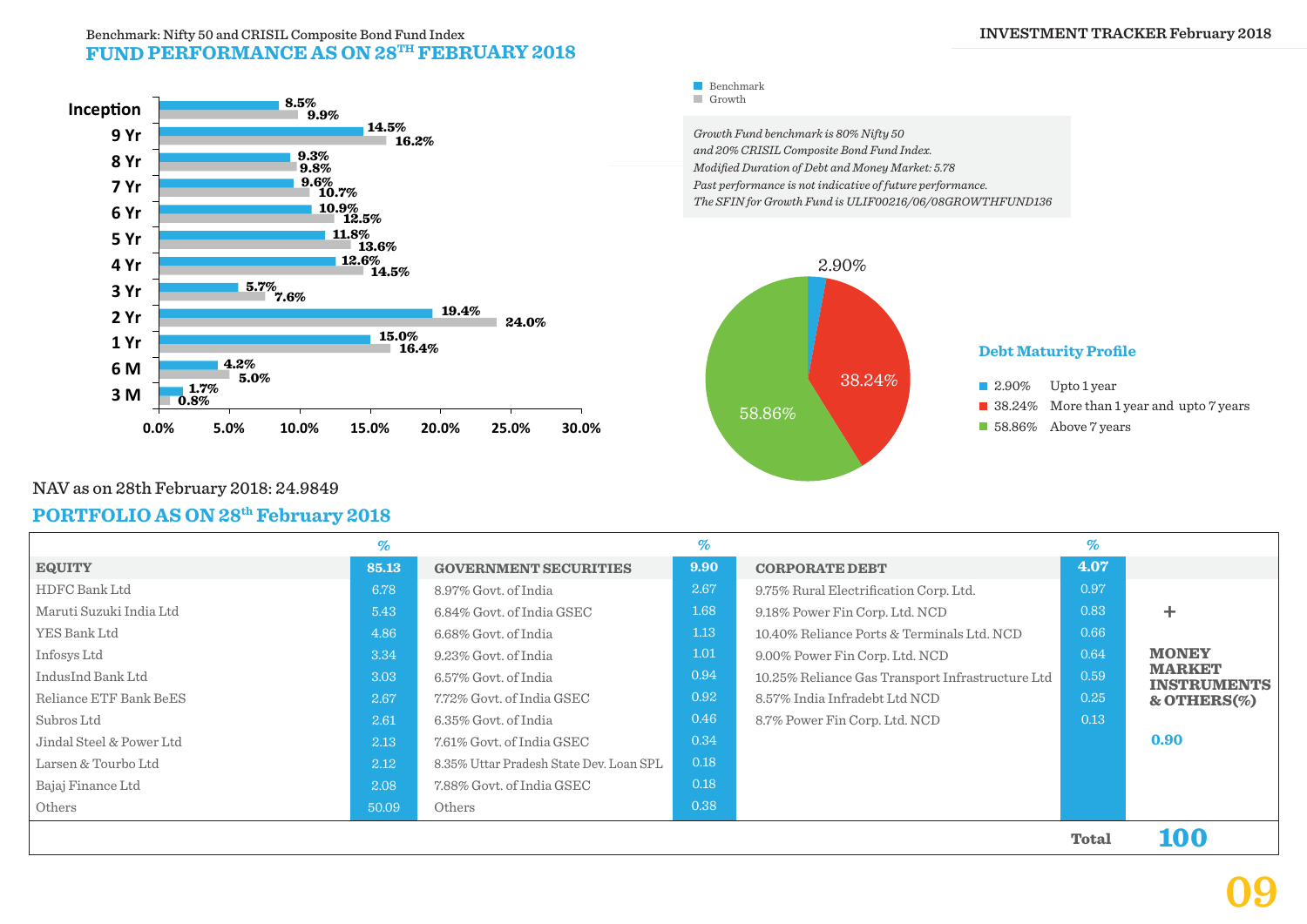Benchmark: Nifty 50 and CRISIL Composite Bond Fund Index

## FUND PERFORMANCE AS ON 28TH FEBRUARY 2018

| Period | Benchmark | Growth |
|---|---|---|
| Inception | 8.5% | 9.9% |
| 9 Yr | 14.5% | 16.2% |
| 8 Yr | 9.3% | 9.8% |
| 7 Yr | 9.6% | 10.7% |
| 6 Yr | 10.9% | 12.5% |
| 5 Yr | 11.8% | 13.6% |
| 4 Yr | 12.6% | 14.5% |
| 3 Yr | 5.7% | 7.6% |
| 2 Yr | 19.4% | 24.0% |
| 1 Yr | 15.0% | 16.4% |
| 6 M | 4.2% | 5.0% |
| 3 M | 1.7% | 0.8% |

*Growth Fund benchmark is 80% Nifty 50 and 20% CRISIL Composite Bond Fund Index.*
*Modified Duration of Debt and Money Market: 5.78*
*Past performance is not indicative of future performance.*
*The SFIN for Growth Fund is ULIF00216/06/08GROWTHFUND136*

### Debt Maturity Profile

| % | Maturity |
|---|---|
| 2.90% | Upto 1 year |
| 38.24% | More than 1 year and upto 7 years |
| 58.86% | Above 7 years |

NAV as on 28th February 2018: 24.9849

## PORTFOLIO AS ON 28th February 2018

| EQUITY | 85.13 | GOVERNMENT SECURITIES | 9.90 | CORPORATE DEBT | 4.07 | MONEY MARKET INSTRUMENTS & OTHERS(%) |
|---|---|---|---|---|---|---|
| HDFC Bank Ltd | 6.78 | 8.97% Govt. of India | 2.67 | 9.75% Rural Electrification Corp. Ltd. | 0.97 | 0.90 |
| Maruti Suzuki India Ltd | 5.43 | 6.84% Govt. of India GSEC | 1.68 | 9.18% Power Fin Corp. Ltd. NCD | 0.83 | |
| YES Bank Ltd | 4.86 | 6.68% Govt. of India | 1.13 | 10.40% Reliance Ports & Terminals Ltd. NCD | 0.66 | |
| Infosys Ltd | 3.34 | 9.23% Govt. of India | 1.01 | 9.00% Power Fin Corp. Ltd. NCD | 0.64 | |
| IndusInd Bank Ltd | 3.03 | 6.57% Govt. of India | 0.94 | 10.25% Reliance Gas Transport Infrastructure Ltd | 0.59 | |
| Reliance ETF Bank BeES | 2.67 | 7.72% Govt. of India GSEC | 0.92 | 8.57% India Infradebt Ltd NCD | 0.25 | |
| Subros Ltd | 2.61 | 6.35% Govt. of India | 0.46 | 8.7% Power Fin Corp. Ltd. NCD | 0.13 | |
| Jindal Steel & Power Ltd | 2.13 | 7.61% Govt. of India GSEC | 0.34 | | | |
| Larsen & Tourbo Ltd | 2.12 | 8.35% Uttar Pradesh State Dev. Loan SPL | 0.18 | | | |
| Bajaj Finance Ltd | 2.08 | 7.88% Govt. of India GSEC | 0.18 | | | |
| Others | 50.09 | Others | 0.38 | | | |
| | | | | | **Total** | **100** |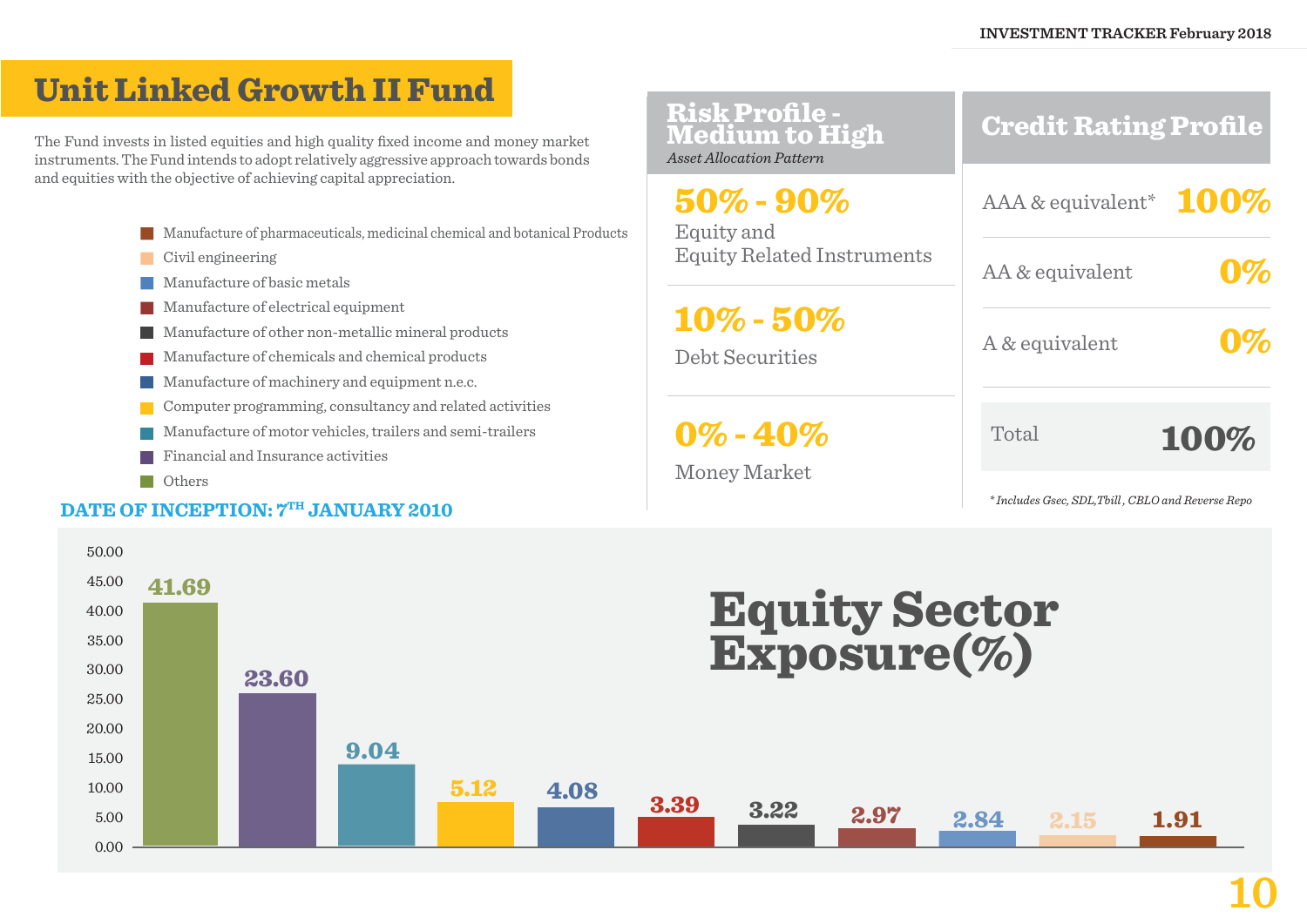# Unit Linked Growth II Fund

The Fund invests in listed equities and high quality fixed income and money market instruments. The Fund intends to adopt relatively aggressive approach towards bonds and equities with the objective of achieving capital appreciation.

## Risk Profile - Medium to High

*Asset Allocation Pattern*

| Allocation | Instrument |
|---|---|
| 50% - 90% | Equity and Equity Related Instruments |
| 10% - 50% | Debt Securities |
| 0% - 40% | Money Market |

## Credit Rating Profile

| Rating | % |
|---|---|
| AAA & equivalent* | 100% |
| AA & equivalent | 0% |
| A & equivalent | 0% |
| Total | 100% |

*Includes Gsec, SDL,Tbill , CBLO and Reverse Repo*

**DATE OF INCEPTION: 7TH JANUARY 2010**

## Equity Sector Exposure(%)

| Sector | Exposure (%) |
|---|---|
| Others | 41.69 |
| Financial and Insurance activities | 23.60 |
| Manufacture of motor vehicles, trailers and semi-trailers | 9.04 |
| Computer programming, consultancy and related activities | 5.12 |
| Manufacture of machinery and equipment n.e.c. | 4.08 |
| Manufacture of chemicals and chemical products | 3.39 |
| Manufacture of other non-metallic mineral products | 3.22 |
| Manufacture of electrical equipment | 2.97 |
| Manufacture of basic metals | 2.84 |
| Civil engineering | 2.15 |
| Manufacture of pharmaceuticals, medicinal chemical and botanical Products | 1.91 |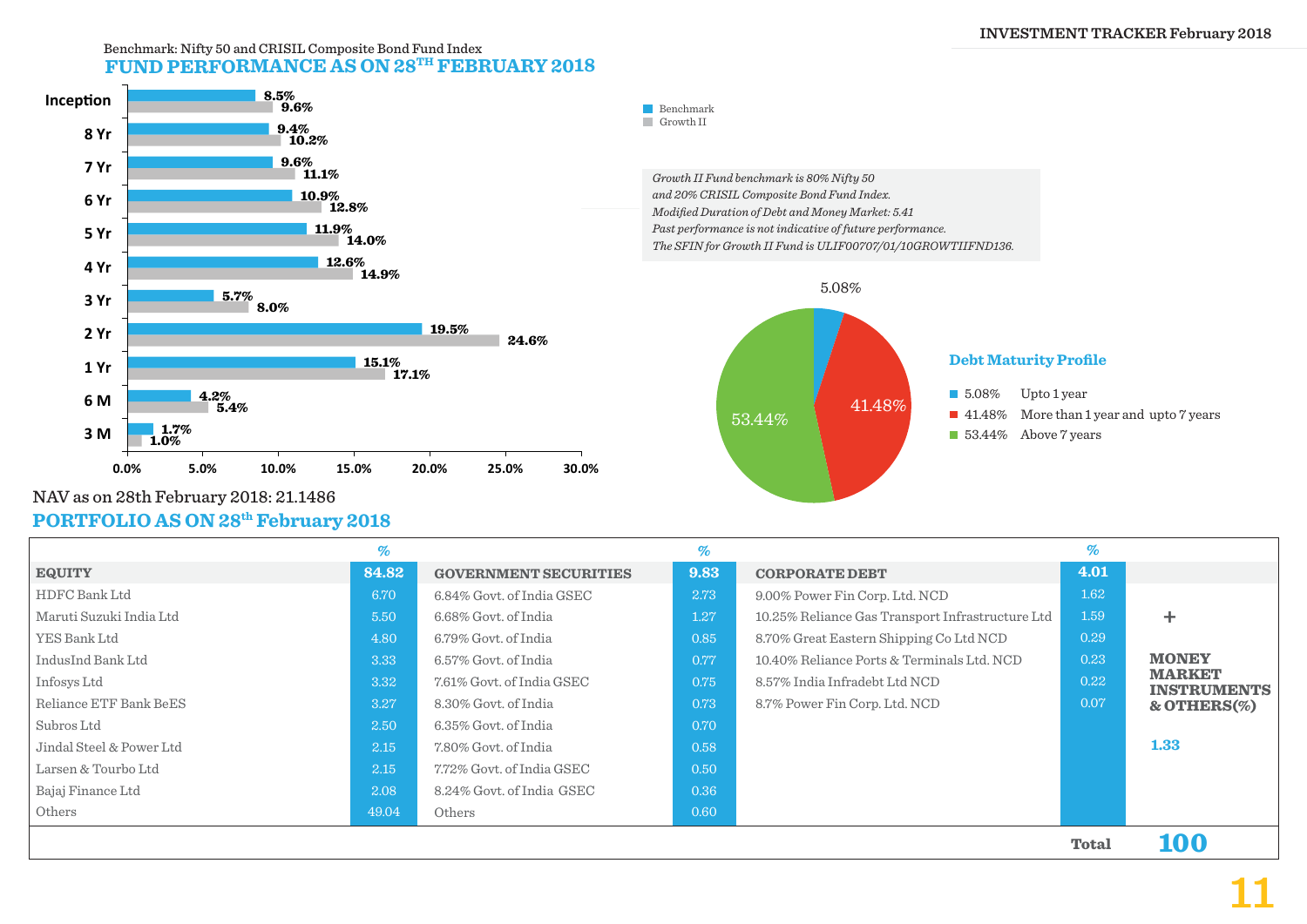Benchmark: Nifty 50 and CRISIL Composite Bond Fund Index

## FUND PERFORMANCE AS ON 28TH FEBRUARY 2018

| Period | Benchmark | Growth II |
|---|---|---|
| Inception | 8.5% | 9.6% |
| 8 Yr | 9.4% | 10.2% |
| 7 Yr | 9.6% | 11.1% |
| 6 Yr | 10.9% | 12.8% |
| 5 Yr | 11.9% | 14.0% |
| 4 Yr | 12.6% | 14.9% |
| 3 Yr | 5.7% | 8.0% |
| 2 Yr | 19.5% | 24.6% |
| 1 Yr | 15.1% | 17.1% |
| 6 M | 4.2% | 5.4% |
| 3 M | 1.7% | 1.0% |

*Growth II Fund benchmark is 80% Nifty 50 and 20% CRISIL Composite Bond Fund Index.*
*Modified Duration of Debt and Money Market: 5.41*
*Past performance is not indicative of future performance.*
*The SFIN for Growth II Fund is ULIF00707/01/10GROWTIIFND136.*

### Debt Maturity Profile

- 5.08% Upto 1 year
- 41.48% More than 1 year and upto 7 years
- 53.44% Above 7 years

NAV as on 28th February 2018: 21.1486

## PORTFOLIO AS ON 28th February 2018

| EQUITY | % | GOVERNMENT SECURITIES | % | CORPORATE DEBT | % | |
|---|---|---|---|---|---|---|
| **EQUITY** | **84.82** | **GOVERNMENT SECURITIES** | **9.83** | **CORPORATE DEBT** | **4.01** | |
| HDFC Bank Ltd | 6.70 | 6.84% Govt. of India GSEC | 2.73 | 9.00% Power Fin Corp. Ltd. NCD | 1.62 | |
| Maruti Suzuki India Ltd | 5.50 | 6.68% Govt. of India | 1.27 | 10.25% Reliance Gas Transport Infrastructure Ltd | 1.59 | + |
| YES Bank Ltd | 4.80 | 6.79% Govt. of India | 0.85 | 8.70% Great Eastern Shipping Co Ltd NCD | 0.29 | |
| IndusInd Bank Ltd | 3.33 | 6.57% Govt. of India | 0.77 | 10.40% Reliance Ports & Terminals Ltd. NCD | 0.23 | **MONEY MARKET INSTRUMENTS & OTHERS(%)** |
| Infosys Ltd | 3.32 | 7.61% Govt. of India GSEC | 0.75 | 8.57% India Infradebt Ltd NCD | 0.22 | |
| Reliance ETF Bank BeES | 3.27 | 8.30% Govt. of India | 0.73 | 8.7% Power Fin Corp. Ltd. NCD | 0.07 | |
| Subros Ltd | 2.50 | 6.35% Govt. of India | 0.70 | | | |
| Jindal Steel & Power Ltd | 2.15 | 7.80% Govt. of India | 0.58 | | | **1.33** |
| Larsen & Tourbo Ltd | 2.15 | 7.72% Govt. of India GSEC | 0.50 | | | |
| Bajaj Finance Ltd | 2.08 | 8.24% Govt. of India GSEC | 0.36 | | | |
| Others | 49.04 | Others | 0.60 | | | |
| | | | | | **Total** | **100** |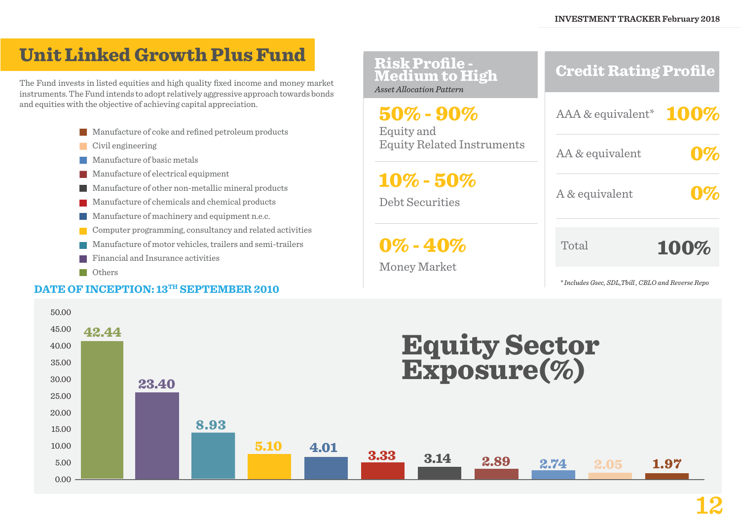# Unit Linked Growth Plus Fund

The Fund invests in listed equities and high quality fixed income and money market instruments. The Fund intends to adopt relatively aggressive approach towards bonds and equities with the objective of achieving capital appreciation.

## Risk Profile - Medium to High

*Asset Allocation Pattern*

| Allocation | Asset Class |
|---|---|
| 50% - 90% | Equity and Equity Related Instruments |
| 10% - 50% | Debt Securities |
| 0% - 40% | Money Market |

## Credit Rating Profile

| Rating | % |
|---|---|
| AAA & equivalent* | 100% |
| AA & equivalent | 0% |
| A & equivalent | 0% |
| Total | 100% |

*\* Includes Gsec, SDL,Tbill , CBLO and Reverse Repo*

**DATE OF INCEPTION: 13TH SEPTEMBER 2010**

## Equity Sector Exposure(%)

| Sector | Exposure (%) |
|---|---|
| Others | 42.44 |
| Financial and Insurance activities | 23.40 |
| Manufacture of motor vehicles, trailers and semi-trailers | 8.93 |
| Computer programming, consultancy and related activities | 5.10 |
| Manufacture of machinery and equipment n.e.c. | 4.01 |
| Manufacture of chemicals and chemical products | 3.33 |
| Manufacture of other non-metallic mineral products | 3.14 |
| Manufacture of electrical equipment | 2.89 |
| Manufacture of basic metals | 2.74 |
| Civil engineering | 2.05 |
| Manufacture of coke and refined petroleum products | 1.97 |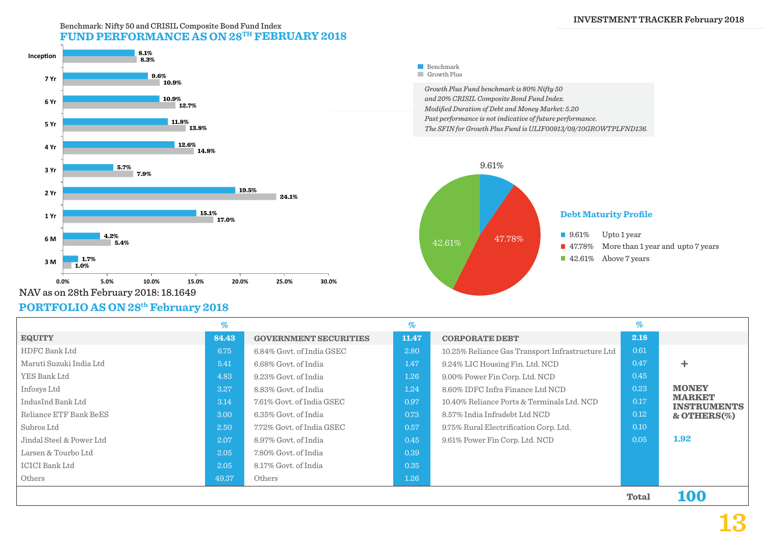Benchmark: Nifty 50 and CRISIL Composite Bond Fund Index

## FUND PERFORMANCE AS ON 28TH FEBRUARY 2018

| Period | Benchmark | Growth Plus |
|---|---|---|
| Inception | 8.1% | 8.3% |
| 7 Yr | 9.6% | 10.9% |
| 6 Yr | 10.9% | 12.7% |
| 5 Yr | 11.8% | 13.8% |
| 4 Yr | 12.6% | 14.8% |
| 3 Yr | 5.7% | 7.9% |
| 2 Yr | 19.5% | 24.1% |
| 1 Yr | 15.1% | 17.0% |
| 6 M | 4.2% | 5.4% |
| 3 M | 1.7% | 1.0% |

*Growth Plus Fund benchmark is 80% Nifty 50 and 20% CRISIL Composite Bond Fund Index.*
*Modified Duration of Debt and Money Market: 5.20*
*Past performance is not indicative of future performance.*
*The SFIN for Growth Plus Fund is ULIF00913/09/10GROWTPLFND136.*

### Debt Maturity Profile

- 9.61% Upto 1 year
- 47.78% More than 1 year and upto 7 years
- 42.61% Above 7 years

NAV as on 28th February 2018: 18.1649

## PORTFOLIO AS ON 28th February 2018

| EQUITY | % | GOVERNMENT SECURITIES | % | CORPORATE DEBT | % | |
|---|---|---|---|---|---|---|
| **EQUITY** | **84.43** | **GOVERNMENT SECURITIES** | **11.47** | **CORPORATE DEBT** | **2.18** | |
| HDFC Bank Ltd | 6.75 | 6.84% Govt. of India GSEC | 2.80 | 10.25% Reliance Gas Transport Infrastructure Ltd | 0.61 | |
| Maruti Suzuki India Ltd | 5.41 | 6.68% Govt. of India | 1.47 | 9.24% LIC Housing Fin. Ltd. NCD | 0.47 | + |
| YES Bank Ltd | 4.83 | 9.23% Govt. of India | 1.26 | 9.00% Power Fin Corp. Ltd. NCD | 0.45 | |
| Infosys Ltd | 3.27 | 8.83% Govt. of India | 1.24 | 8.60% IDFC Infra Finance Ltd NCD | 0.23 | **MONEY MARKET INSTRUMENTS & OTHERS(%)** |
| IndusInd Bank Ltd | 3.14 | 7.61% Govt. of India GSEC | 0.97 | 10.40% Reliance Ports & Terminals Ltd. NCD | 0.17 | |
| Reliance ETF Bank BeES | 3.00 | 6.35% Govt. of India | 0.73 | 8.57% India Infradebt Ltd NCD | 0.12 | |
| Subros Ltd | 2.50 | 7.72% Govt. of India GSEC | 0.57 | 9.75% Rural Electrification Corp. Ltd. | 0.10 | |
| Jindal Steel & Power Ltd | 2.07 | 8.97% Govt. of India | 0.45 | 9.61% Power Fin Corp. Ltd. NCD | 0.05 | 1.92 |
| Larsen & Tourbo Ltd | 2.05 | 7.80% Govt. of India | 0.39 | | | |
| ICICI Bank Ltd | 2.05 | 8.17% Govt. of India | 0.35 | | | |
| Others | 49.37 | Others | 1.26 | | | |
| | | | | | **Total** | **100** |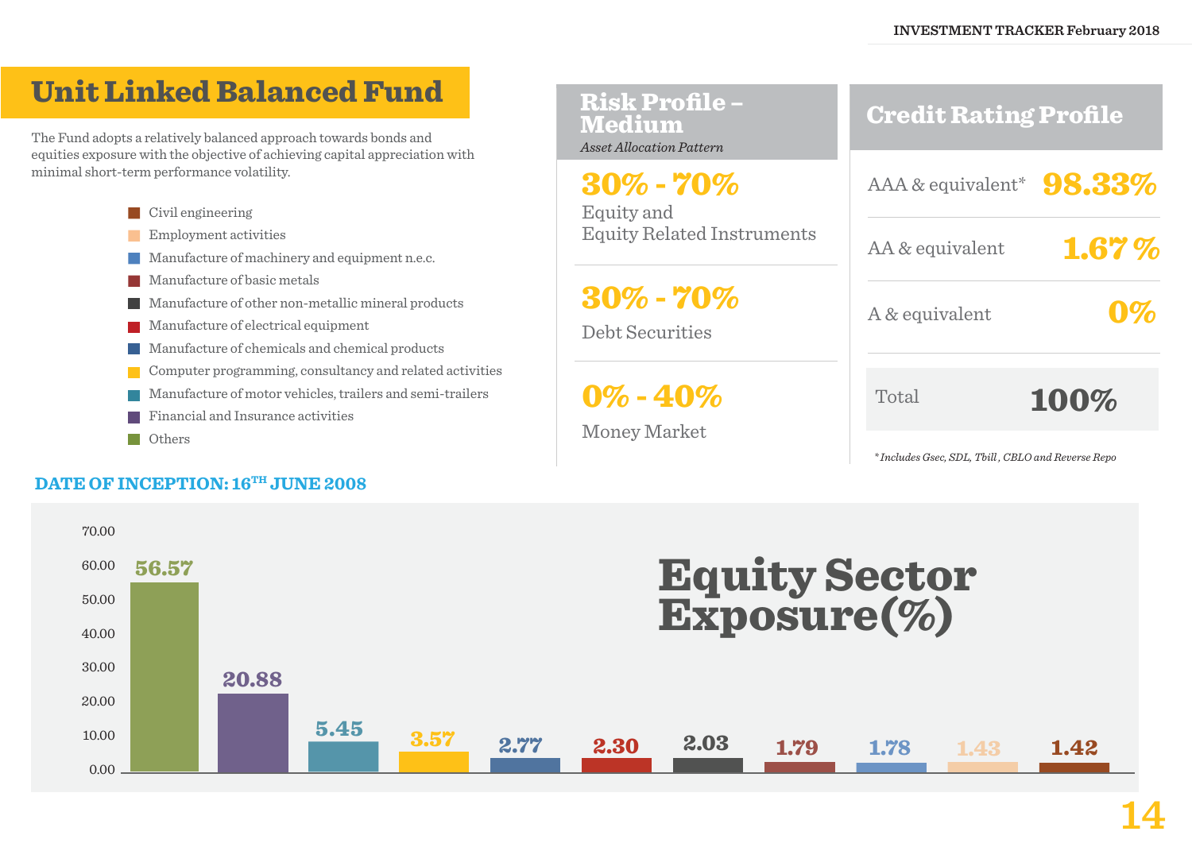# Unit Linked Balanced Fund

The Fund adopts a relatively balanced approach towards bonds and equities exposure with the objective of achieving capital appreciation with minimal short-term performance volatility.

## Risk Profile – Medium

*Asset Allocation Pattern*

**30% - 70%**
Equity and Equity Related Instruments

**30% - 70%**
Debt Securities

**0% - 40%**
Money Market

## Credit Rating Profile

| Rating | % |
|---|---|
| AAA & equivalent* | 98.33% |
| AA & equivalent | 1.67 % |
| A & equivalent | 0% |
| Total | 100% |

*\*Includes Gsec, SDL, Tbill , CBLO and Reverse Repo*

**DATE OF INCEPTION: 16TH JUNE 2008**

## Equity Sector Exposure(%)

| Sector | % |
|---|---|
| Others | 56.57 |
| Financial and Insurance activities | 20.88 |
| Manufacture of motor vehicles, trailers and semi-trailers | 5.45 |
| Computer programming, consultancy and related activities | 3.57 |
| Manufacture of chemicals and chemical products | 2.77 |
| Manufacture of electrical equipment | 2.30 |
| Manufacture of other non-metallic mineral products | 2.03 |
| Manufacture of basic metals | 1.79 |
| Manufacture of machinery and equipment n.e.c. | 1.78 |
| Employment activities | 1.43 |
| Civil engineering | 1.42 |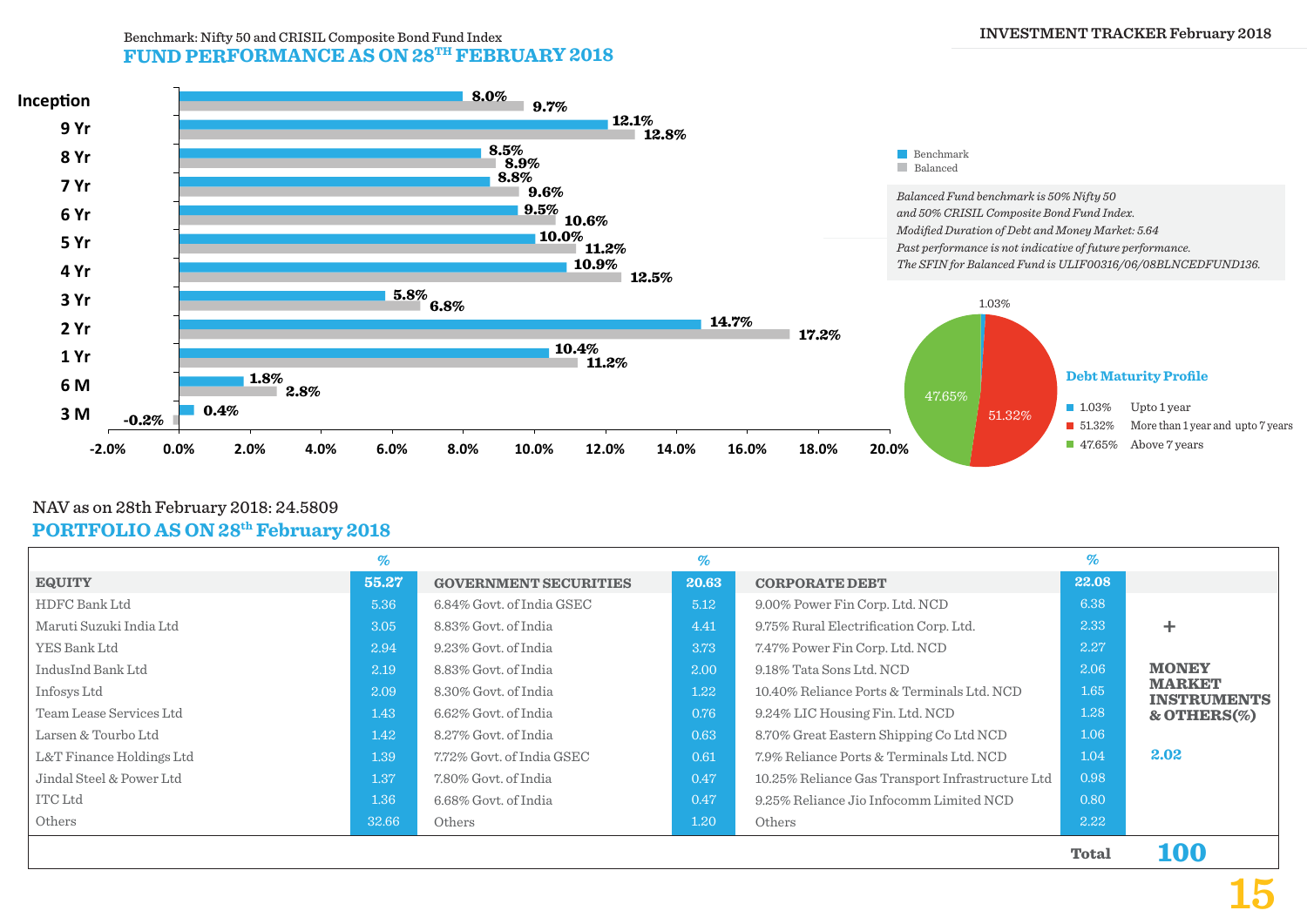Benchmark: Nifty 50 and CRISIL Composite Bond Fund Index

## FUND PERFORMANCE AS ON 28TH FEBRUARY 2018

| Period | Benchmark | Balanced |
|---|---|---|
| Inception | 8.0% | 9.7% |
| 9 Yr | 12.1% | 12.8% |
| 8 Yr | 8.5% | 8.9% |
| 7 Yr | 8.8% | 9.6% |
| 6 Yr | 9.5% | 10.6% |
| 5 Yr | 10.0% | 11.2% |
| 4 Yr | 10.9% | 12.5% |
| 3 Yr | 5.8% | 6.8% |
| 2 Yr | 14.7% | 17.2% |
| 1 Yr | 10.4% | 11.2% |
| 6 M | 1.8% | 2.8% |
| 3 M | 0.4% | -0.2% |

*Balanced Fund benchmark is 50% Nifty 50 and 50% CRISIL Composite Bond Fund Index.*
*Modified Duration of Debt and Money Market: 5.64*
*Past performance is not indicative of future performance.*
*The SFIN for Balanced Fund is ULIF00316/06/08BLNCEDFUND136.*

### Debt Maturity Profile

| % | Maturity |
|---|---|
| 1.03% | Upto 1 year |
| 51.32% | More than 1 year and upto 7 years |
| 47.65% | Above 7 years |

NAV as on 28th February 2018: 24.5809

## PORTFOLIO AS ON 28th February 2018

| EQUITY | % | GOVERNMENT SECURITIES | % | CORPORATE DEBT | % | |
|---|---|---|---|---|---|---|
| | **55.27** | | **20.63** | | **22.08** | |
| HDFC Bank Ltd | 5.36 | 6.84% Govt. of India GSEC | 5.12 | 9.00% Power Fin Corp. Ltd. NCD | 6.38 | |
| Maruti Suzuki India Ltd | 3.05 | 8.83% Govt. of India | 4.41 | 9.75% Rural Electrification Corp. Ltd. | 2.33 | + |
| YES Bank Ltd | 2.94 | 9.23% Govt. of India | 3.73 | 7.47% Power Fin Corp. Ltd. NCD | 2.27 | |
| IndusInd Bank Ltd | 2.19 | 8.83% Govt. of India | 2.00 | 9.18% Tata Sons Ltd. NCD | 2.06 | **MONEY MARKET INSTRUMENTS & OTHERS(%)** |
| Infosys Ltd | 2.09 | 8.30% Govt. of India | 1.22 | 10.40% Reliance Ports & Terminals Ltd. NCD | 1.65 | |
| Team Lease Services Ltd | 1.43 | 6.62% Govt. of India | 0.76 | 9.24% LIC Housing Fin. Ltd. NCD | 1.28 | |
| Larsen & Tourbo Ltd | 1.42 | 8.27% Govt. of India | 0.63 | 8.70% Great Eastern Shipping Co Ltd NCD | 1.06 | |
| L&T Finance Holdings Ltd | 1.39 | 7.72% Govt. of India GSEC | 0.61 | 7.9% Reliance Ports & Terminals Ltd. NCD | 1.04 | **2.02** |
| Jindal Steel & Power Ltd | 1.37 | 7.80% Govt. of India | 0.47 | 10.25% Reliance Gas Transport Infrastructure Ltd | 0.98 | |
| ITC Ltd | 1.36 | 6.68% Govt. of India | 0.47 | 9.25% Reliance Jio Infocomm Limited NCD | 0.80 | |
| Others | 32.66 | Others | 1.20 | Others | 2.22 | |
| | | | | | **Total** | **100** |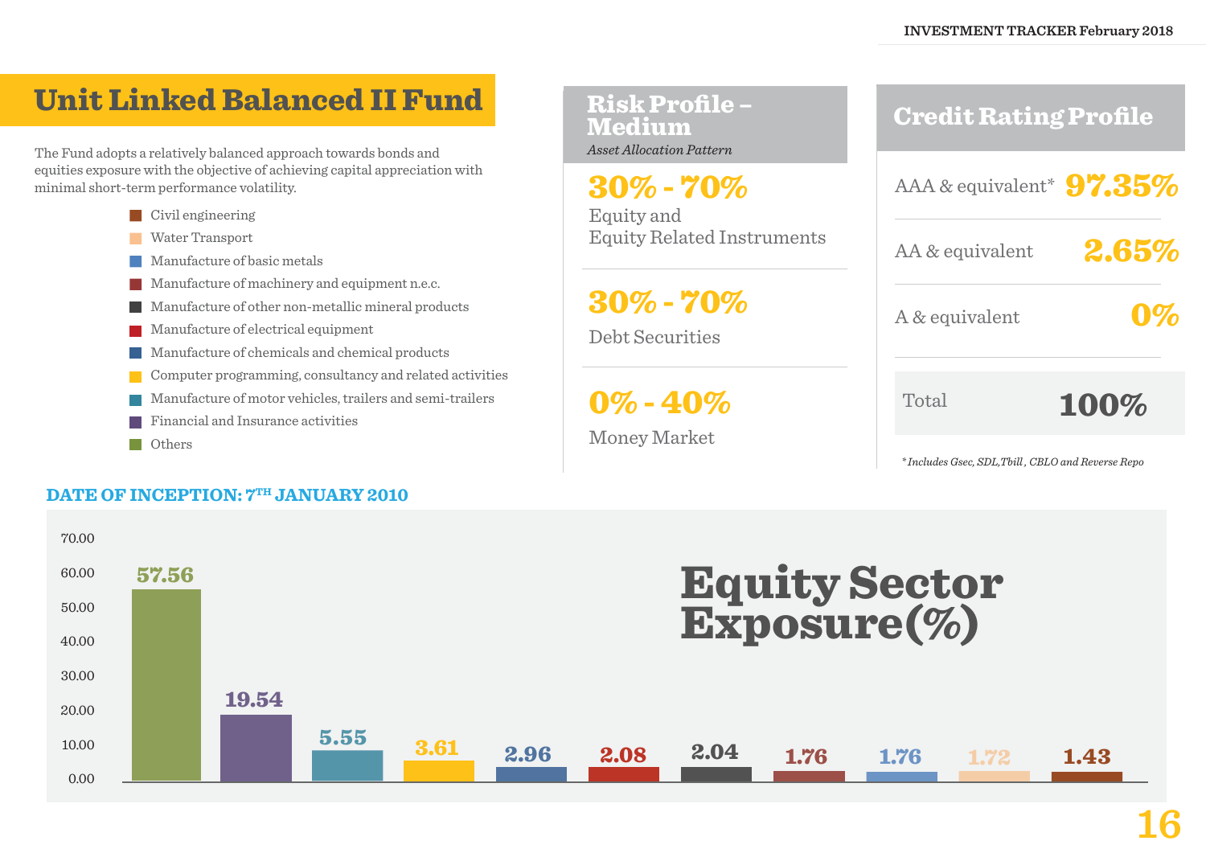# Unit Linked Balanced II Fund

The Fund adopts a relatively balanced approach towards bonds and equities exposure with the objective of achieving capital appreciation with minimal short-term performance volatility.

## Risk Profile – Medium

*Asset Allocation Pattern*

**30% - 70%**
Equity and Equity Related Instruments

**30% - 70%**
Debt Securities

**0% - 40%**
Money Market

## Credit Rating Profile

| Rating | % |
|---|---|
| AAA & equivalent* | 97.35% |
| AA & equivalent | 2.65% |
| A & equivalent | 0% |
| Total | 100% |

*\*Includes Gsec, SDL,Tbill , CBLO and Reverse Repo*

**DATE OF INCEPTION: 7TH JANUARY 2010**

## Equity Sector Exposure(%)

| Sector | % |
|---|---|
| Others | 57.56 |
| Financial and Insurance activities | 19.54 |
| Manufacture of motor vehicles, trailers and semi-trailers | 5.55 |
| Computer programming, consultancy and related activities | 3.61 |
| Manufacture of chemicals and chemical products | 2.96 |
| Manufacture of electrical equipment | 2.08 |
| Manufacture of other non-metallic mineral products | 2.04 |
| Manufacture of machinery and equipment n.e.c. | 1.76 |
| Manufacture of basic metals | 1.76 |
| Water Transport | 1.72 |
| Civil engineering | 1.43 |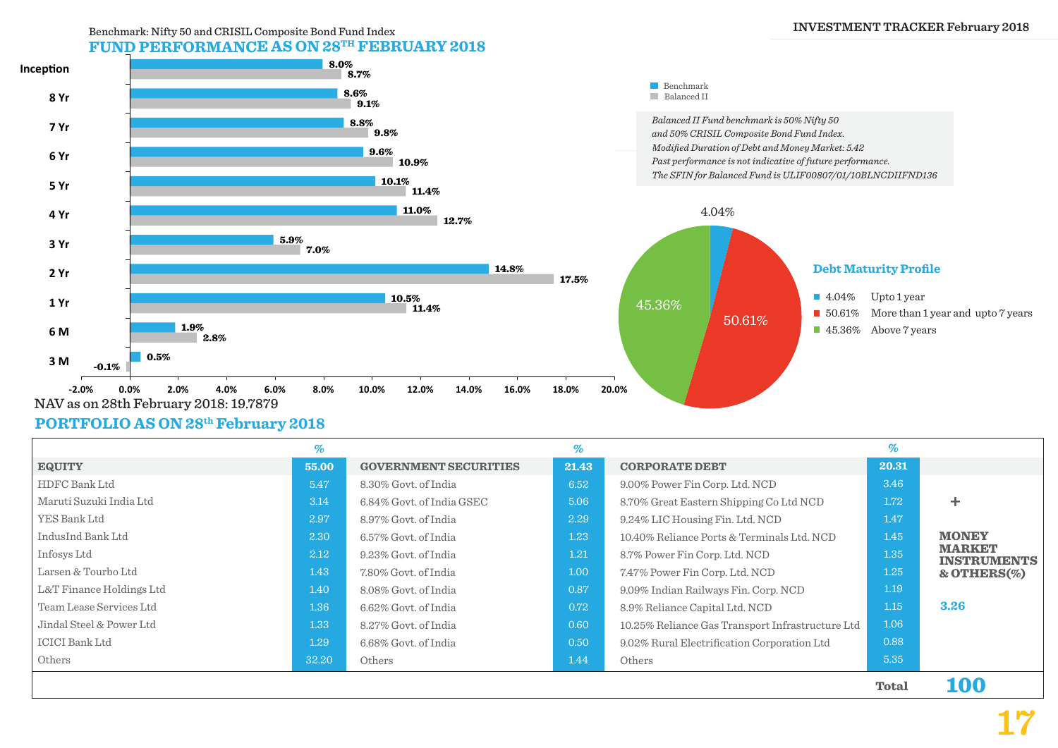Benchmark: Nifty 50 and CRISIL Composite Bond Fund Index

## FUND PERFORMANCE AS ON 28TH FEBRUARY 2018

| Period | Benchmark | Balanced II |
|---|---|---|
| Inception | 8.0% | 8.7% |
| 8 Yr | 8.6% | 9.1% |
| 7 Yr | 8.8% | 9.8% |
| 6 Yr | 9.6% | 10.9% |
| 5 Yr | 10.1% | 11.4% |
| 4 Yr | 11.0% | 12.7% |
| 3 Yr | 5.9% | 7.0% |
| 2 Yr | 14.8% | 17.5% |
| 1 Yr | 10.5% | 11.4% |
| 6 M | 1.9% | 2.8% |
| 3 M | 0.5% | -0.1% |

*Balanced II Fund benchmark is 50% Nifty 50 and 50% CRISIL Composite Bond Fund Index.*
*Modified Duration of Debt and Money Market: 5.42*
*Past performance is not indicative of future performance.*
*The SFIN for Balanced Fund is ULIF00807/01/10BLNCDIIFND136*

NAV as on 28th February 2018: 19.7879

### Debt Maturity Profile

| % | Maturity |
|---|---|
| 4.04% | Upto 1 year |
| 50.61% | More than 1 year and upto 7 years |
| 45.36% | Above 7 years |

## PORTFOLIO AS ON 28th February 2018

| EQUITY | % | GOVERNMENT SECURITIES | % | CORPORATE DEBT | % |
|---|---|---|---|---|---|
| | 55.00 | | 21.43 | | 20.31 |
| HDFC Bank Ltd | 5.47 | 8.30% Govt. of India | 6.52 | 9.00% Power Fin Corp. Ltd. NCD | 3.46 |
| Maruti Suzuki India Ltd | 3.14 | 6.84% Govt. of India GSEC | 5.06 | 8.70% Great Eastern Shipping Co Ltd NCD | 1.72 |
| YES Bank Ltd | 2.97 | 8.97% Govt. of India | 2.29 | 9.24% LIC Housing Fin. Ltd. NCD | 1.47 |
| IndusInd Bank Ltd | 2.30 | 6.57% Govt. of India | 1.23 | 10.40% Reliance Ports & Terminals Ltd. NCD | 1.45 |
| Infosys Ltd | 2.12 | 9.23% Govt. of India | 1.21 | 8.7% Power Fin Corp. Ltd. NCD | 1.35 |
| Larsen & Tourbo Ltd | 1.43 | 7.80% Govt. of India | 1.00 | 7.47% Power Fin Corp. Ltd. NCD | 1.25 |
| L&T Finance Holdings Ltd | 1.40 | 8.08% Govt. of India | 0.87 | 9.09% Indian Railways Fin. Corp. NCD | 1.19 |
| Team Lease Services Ltd | 1.36 | 6.62% Govt. of India | 0.72 | 8.9% Reliance Capital Ltd. NCD | 1.15 |
| Jindal Steel & Power Ltd | 1.33 | 8.27% Govt. of India | 0.60 | 10.25% Reliance Gas Transport Infrastructure Ltd | 1.06 |
| ICICI Bank Ltd | 1.29 | 6.68% Govt. of India | 0.50 | 9.02% Rural Electrification Corporation Ltd | 0.88 |
| Others | 32.20 | Others | 1.44 | Others | 5.35 |

\+ **MONEY MARKET INSTRUMENTS & OTHERS(%)** 3.26

**Total** 100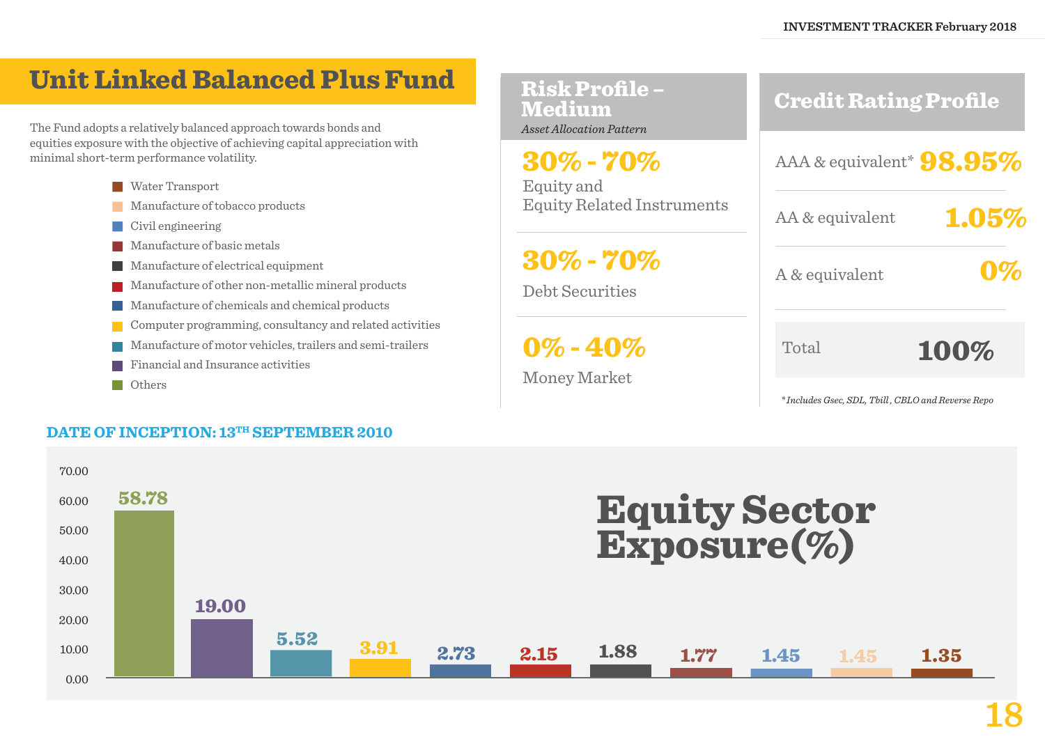# Unit Linked Balanced Plus Fund

The Fund adopts a relatively balanced approach towards bonds and equities exposure with the objective of achieving capital appreciation with minimal short-term performance volatility.

## Risk Profile – Medium

*Asset Allocation Pattern*

| Allocation | Asset Class |
|---|---|
| 30% - 70% | Equity and Equity Related Instruments |
| 30% - 70% | Debt Securities |
| 0% - 40% | Money Market |

## Credit Rating Profile

| Rating | % |
|---|---|
| AAA & equivalent* | 98.95% |
| AA & equivalent | 1.05% |
| A & equivalent | 0% |
| Total | 100% |

*Includes Gsec, SDL, Tbill, CBLO and Reverse Repo*

**DATE OF INCEPTION: 13TH SEPTEMBER 2010**

## Equity Sector Exposure(%)

| Sector | Exposure (%) |
|---|---|
| Others | 58.78 |
| Financial and Insurance activities | 19.00 |
| Manufacture of motor vehicles, trailers and semi-trailers | 5.52 |
| Computer programming, consultancy and related activities | 3.91 |
| Manufacture of chemicals and chemical products | 2.73 |
| Manufacture of other non-metallic mineral products | 2.15 |
| Manufacture of electrical equipment | 1.88 |
| Manufacture of basic metals | 1.77 |
| Civil engineering | 1.45 |
| Manufacture of tobacco products | 1.45 |
| Water Transport | 1.35 |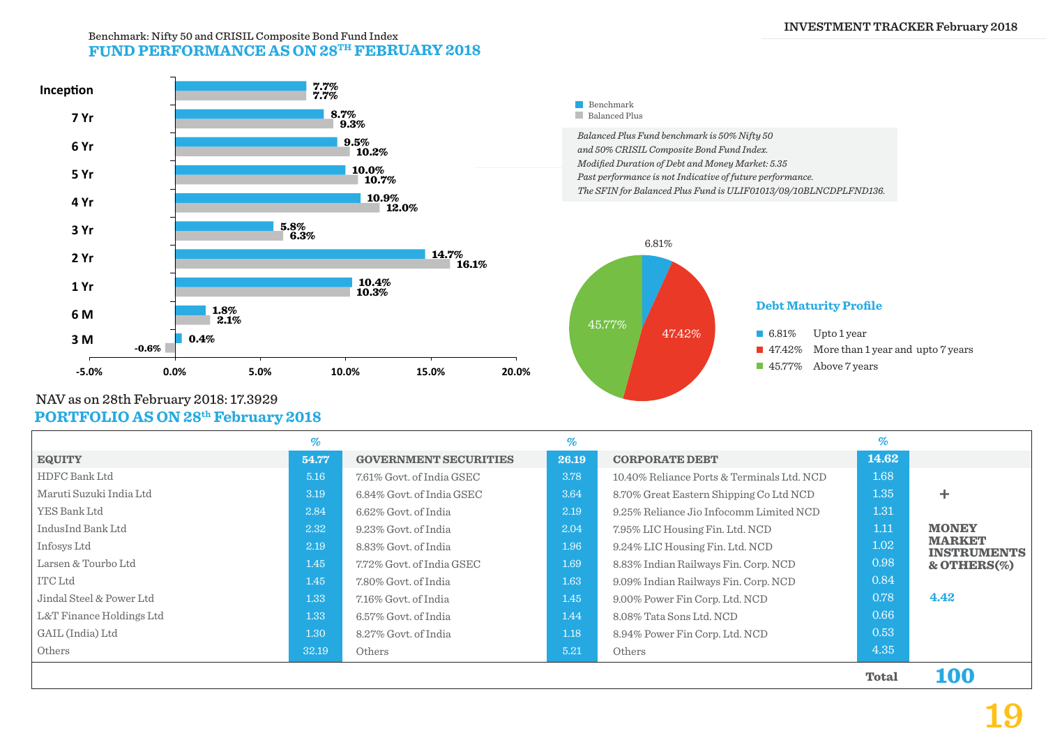Benchmark: Nifty 50 and CRISIL Composite Bond Fund Index

## FUND PERFORMANCE AS ON 28TH FEBRUARY 2018

| Period | Benchmark | Balanced Plus |
|---|---|---|
| Inception | 7.7% | 7.7% |
| 7 Yr | 8.7% | 9.3% |
| 6 Yr | 9.5% | 10.2% |
| 5 Yr | 10.0% | 10.7% |
| 4 Yr | 10.9% | 12.0% |
| 3 Yr | 5.8% | 6.3% |
| 2 Yr | 14.7% | 16.1% |
| 1 Yr | 10.4% | 10.3% |
| 6 M | 1.8% | 2.1% |
| 3 M | 0.4% | -0.6% |

*Balanced Plus Fund benchmark is 50% Nifty 50 and 50% CRISIL Composite Bond Fund Index.*
*Modified Duration of Debt and Money Market: 5.35*
*Past performance is not Indicative of future performance.*
*The SFIN for Balanced Plus Fund is ULIF01013/09/10BLNCDPLFND136.*

### Debt Maturity Profile

| % | Maturity |
|---|---|
| 6.81% | Upto 1 year |
| 47.42% | More than 1 year and upto 7 years |
| 45.77% | Above 7 years |

NAV as on 28th February 2018: 17.3929

## PORTFOLIO AS ON 28th February 2018

| EQUITY | % | GOVERNMENT SECURITIES | % | CORPORATE DEBT | % | |
|---|---|---|---|---|---|---|
| **EQUITY** | **54.77** | **GOVERNMENT SECURITIES** | **26.19** | **CORPORATE DEBT** | **14.62** | |
| HDFC Bank Ltd | 5.16 | 7.61% Govt. of India GSEC | 3.78 | 10.40% Reliance Ports & Terminals Ltd. NCD | 1.68 | |
| Maruti Suzuki India Ltd | 3.19 | 6.84% Govt. of India GSEC | 3.64 | 8.70% Great Eastern Shipping Co Ltd NCD | 1.35 | + |
| YES Bank Ltd | 2.84 | 6.62% Govt. of India | 2.19 | 9.25% Reliance Jio Infocomm Limited NCD | 1.31 | |
| IndusInd Bank Ltd | 2.32 | 9.23% Govt. of India | 2.04 | 7.95% LIC Housing Fin. Ltd. NCD | 1.11 | **MONEY MARKET INSTRUMENTS & OTHERS(%)** |
| Infosys Ltd | 2.19 | 8.83% Govt. of India | 1.96 | 9.24% LIC Housing Fin. Ltd. NCD | 1.02 | |
| Larsen & Tourbo Ltd | 1.45 | 7.72% Govt. of India GSEC | 1.69 | 8.83% Indian Railways Fin. Corp. NCD | 0.98 | |
| ITC Ltd | 1.45 | 7.80% Govt. of India | 1.63 | 9.09% Indian Railways Fin. Corp. NCD | 0.84 | |
| Jindal Steel & Power Ltd | 1.33 | 7.16% Govt. of India | 1.45 | 9.00% Power Fin Corp. Ltd. NCD | 0.78 | **4.42** |
| L&T Finance Holdings Ltd | 1.33 | 6.57% Govt. of India | 1.44 | 8.08% Tata Sons Ltd. NCD | 0.66 | |
| GAIL (India) Ltd | 1.30 | 8.27% Govt. of India | 1.18 | 8.94% Power Fin Corp. Ltd. NCD | 0.53 | |
| Others | 32.19 | Others | 5.21 | Others | 4.35 | |
| | | | | | **Total** | **100** |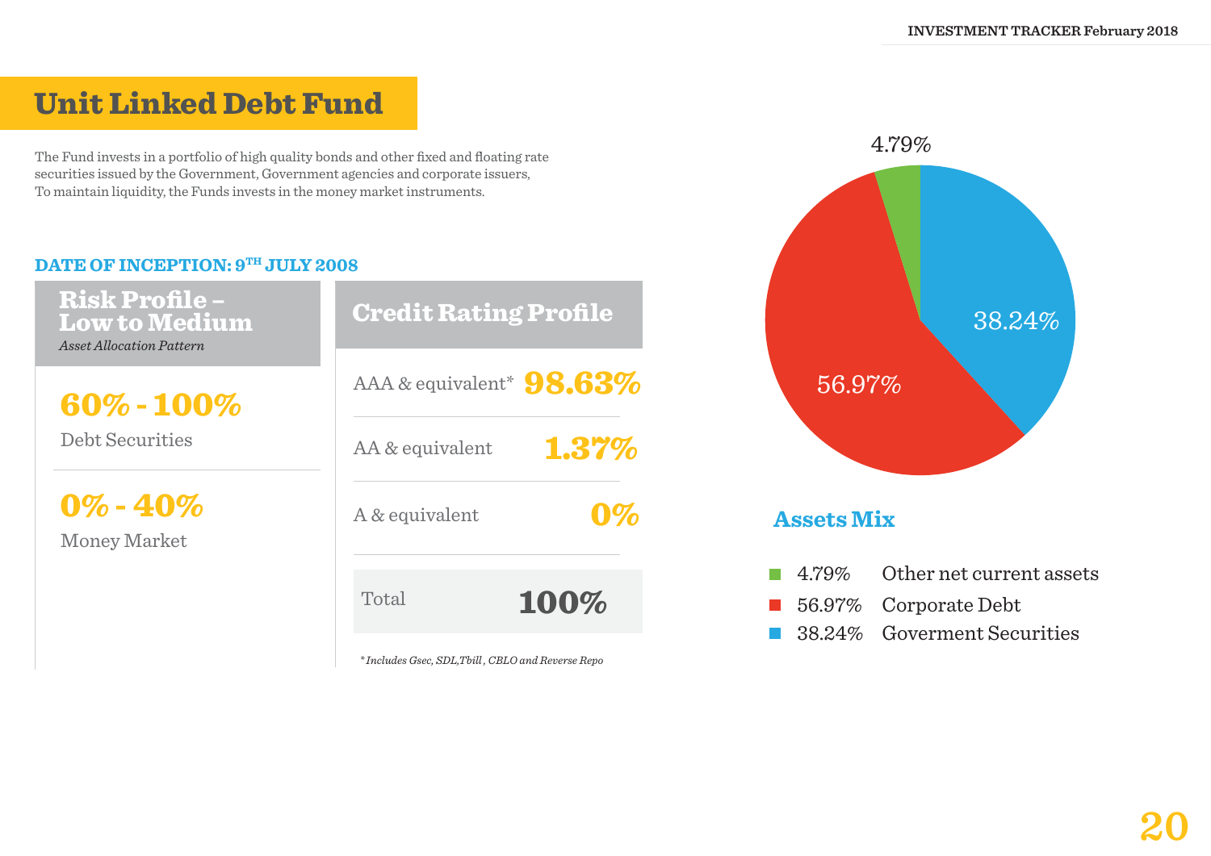# Unit Linked Debt Fund

The Fund invests in a portfolio of high quality bonds and other fixed and floating rate securities issued by the Government, Government agencies and corporate issuers, To maintain liquidity, the Funds invests in the money market instruments.

**DATE OF INCEPTION: 9TH JULY 2008**

## Risk Profile – Low to Medium

*Asset Allocation Pattern*

| Allocation | Asset |
|---|---|
| **60% - 100%** | Debt Securities |
| **0% - 40%** | Money Market |

## Credit Rating Profile

| Rating | % |
|---|---|
| AAA & equivalent* | **98.63%** |
| AA & equivalent | **1.37%** |
| A & equivalent | **0%** |
| Total | **100%** |

*\*Includes Gsec, SDL,Tbill , CBLO and Reverse Repo*

## Assets Mix

| % | Asset |
|---|---|
| 4.79% | Other net current assets |
| 56.97% | Corporate Debt |
| 38.24% | Goverment Securities |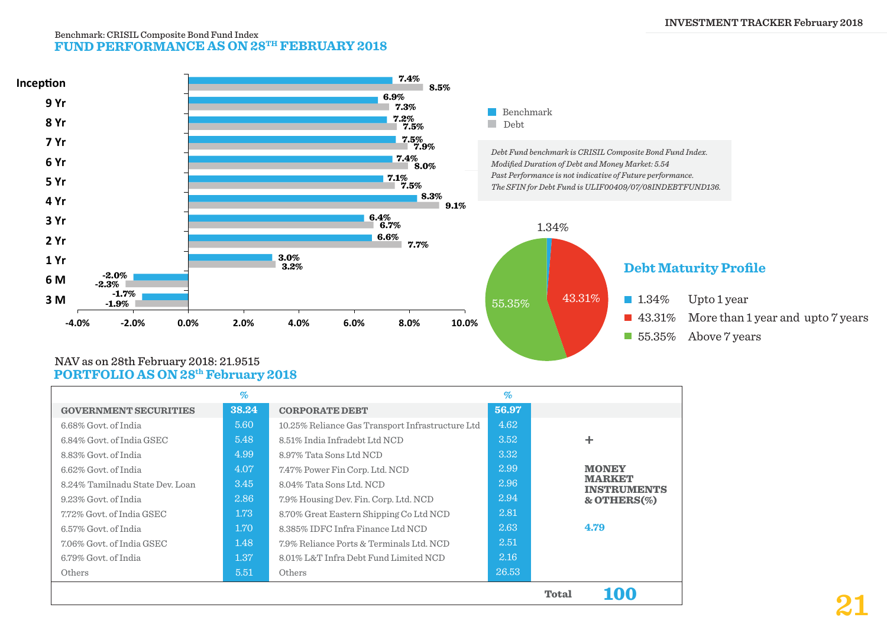Benchmark: CRISIL Composite Bond Fund Index

## FUND PERFORMANCE AS ON 28TH FEBRUARY 2018

| Period | Benchmark | Debt |
|---|---|---|
| Inception | 7.4% | 8.5% |
| 9 Yr | 6.9% | 7.3% |
| 8 Yr | 7.2% | 7.5% |
| 7 Yr | 7.5% | 7.9% |
| 6 Yr | 7.4% | 8.0% |
| 5 Yr | 7.1% | 7.5% |
| 4 Yr | 8.3% | 9.1% |
| 3 Yr | 6.4% | 6.7% |
| 2 Yr | 6.6% | 7.7% |
| 1 Yr | 3.0% | 3.2% |
| 6 M | -2.0% | -2.3% |
| 3 M | -1.7% | -1.9% |

*Debt Fund benchmark is CRISIL Composite Bond Fund Index.*
*Modified Duration of Debt and Money Market: 5.54*
*Past Performance is not indicative of Future performance.*
*The SFIN for Debt Fund is ULIF00409/07/08INDEBTFUND136.*

### Debt Maturity Profile

- 1.34% Upto 1 year
- 43.31% More than 1 year and upto 7 years
- 55.35% Above 7 years

NAV as on 28th February 2018: 21.9515

## PORTFOLIO AS ON 28th February 2018

| GOVERNMENT SECURITIES | % | CORPORATE DEBT | % | |
|---|---|---|---|---|
| | 38.24 | | 56.97 | |
| 6.68% Govt. of India | 5.60 | 10.25% Reliance Gas Transport Infrastructure Ltd | 4.62 | |
| 6.84% Govt. of India GSEC | 5.48 | 8.51% India Infradebt Ltd NCD | 3.52 | + |
| 8.83% Govt. of India | 4.99 | 8.97% Tata Sons Ltd NCD | 3.32 | |
| 6.62% Govt. of India | 4.07 | 7.47% Power Fin Corp. Ltd. NCD | 2.99 | **MONEY MARKET INSTRUMENTS & OTHERS(%)** |
| 8.24% Tamilnadu State Dev. Loan | 3.45 | 8.04% Tata Sons Ltd. NCD | 2.96 | |
| 9.23% Govt. of India | 2.86 | 7.9% Housing Dev. Fin. Corp. Ltd. NCD | 2.94 | |
| 7.72% Govt. of India GSEC | 1.73 | 8.70% Great Eastern Shipping Co Ltd NCD | 2.81 | |
| 6.57% Govt. of India | 1.70 | 8.385% IDFC Infra Finance Ltd NCD | 2.63 | 4.79 |
| 7.06% Govt. of India GSEC | 1.48 | 7.9% Reliance Ports & Terminals Ltd. NCD | 2.51 | |
| 6.79% Govt. of India | 1.37 | 8.01% L&T Infra Debt Fund Limited NCD | 2.16 | |
| Others | 5.51 | Others | 26.53 | |
| | | | **Total** | **100** |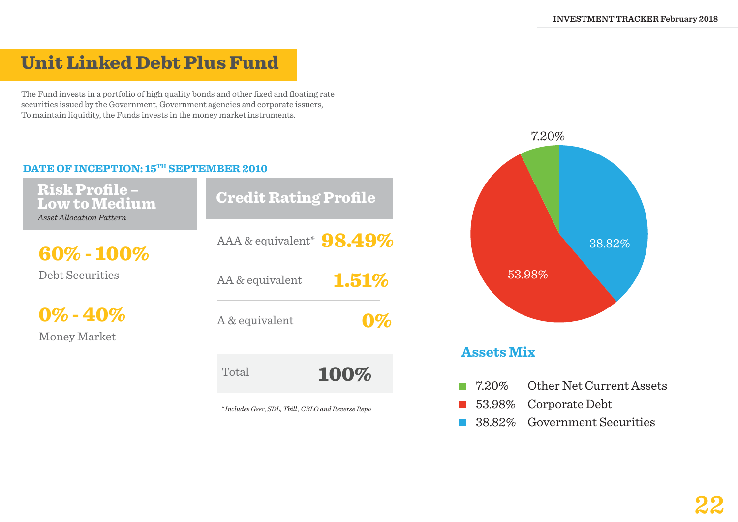# Unit Linked Debt Plus Fund

The Fund invests in a portfolio of high quality bonds and other fixed and floating rate securities issued by the Government, Government agencies and corporate issuers, To maintain liquidity, the Funds invests in the money market instruments.

**DATE OF INCEPTION: 15TH SEPTEMBER 2010**

## Risk Profile – Low to Medium

*Asset Allocation Pattern*

**60% - 100%**
Debt Securities

**0% - 40%**
Money Market

## Credit Rating Profile

| Rating | Percentage |
|---|---|
| AAA & equivalent* | 98.49% |
| AA & equivalent | 1.51% |
| A & equivalent | 0% |
| Total | 100% |

*\* Includes Gsec, SDL, Tbill, CBLO and Reverse Repo*

## Assets Mix

| Percentage | Asset |
|---|---|
| 7.20% | Other Net Current Assets |
| 53.98% | Corporate Debt |
| 38.82% | Government Securities |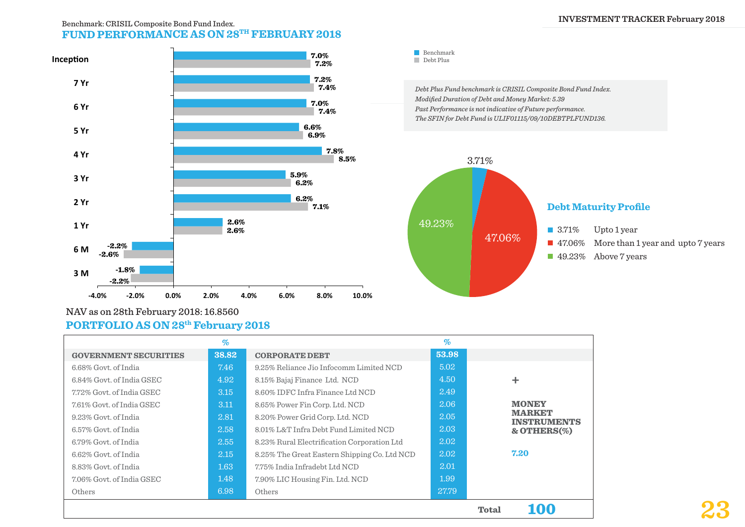Benchmark: CRISIL Composite Bond Fund Index.

## FUND PERFORMANCE AS ON 28TH FEBRUARY 2018

| Period | Benchmark | Debt Plus |
|---|---|---|
| Inception | 7.0% | 7.2% |
| 7 Yr | 7.2% | 7.4% |
| 6 Yr | 7.0% | 7.4% |
| 5 Yr | 6.6% | 6.9% |
| 4 Yr | 7.8% | 8.5% |
| 3 Yr | 5.9% | 6.2% |
| 2 Yr | 6.2% | 7.1% |
| 1 Yr | 2.6% | 2.6% |
| 6 M | -2.2% | -2.6% |
| 3 M | -1.8% | -2.2% |

*Debt Plus Fund benchmark is CRISIL Composite Bond Fund Index.*
*Modified Duration of Debt and Money Market: 5.39*
*Past Performance is not indicative of Future performance.*
*The SFIN for Debt Fund is ULIF01115/09/10DEBTPLFUND136.*

### Debt Maturity Profile

- 3.71% Upto 1 year
- 47.06% More than 1 year and upto 7 years
- 49.23% Above 7 years

NAV as on 28th February 2018: 16.8560

## PORTFOLIO AS ON 28th February 2018

| GOVERNMENT SECURITIES | % | CORPORATE DEBT | % | |
|---|---|---|---|---|
| **GOVERNMENT SECURITIES** | **38.82** | **CORPORATE DEBT** | **53.98** | |
| 6.68% Govt. of India | 7.46 | 9.25% Reliance Jio Infocomm Limited NCD | 5.02 | |
| 6.84% Govt. of India GSEC | 4.92 | 8.15% Bajaj Finance Ltd. NCD | 4.50 | + |
| 7.72% Govt. of India GSEC | 3.15 | 8.60% IDFC Infra Finance Ltd NCD | 2.49 | |
| 7.61% Govt. of India GSEC | 3.11 | 8.65% Power Fin Corp. Ltd. NCD | 2.06 | **MONEY MARKET INSTRUMENTS & OTHERS(%)** |
| 9.23% Govt. of India | 2.81 | 8.20% Power Grid Corp. Ltd. NCD | 2.05 | |
| 6.57% Govt. of India | 2.58 | 8.01% L&T Infra Debt Fund Limited NCD | 2.03 | |
| 6.79% Govt. of India | 2.55 | 8.23% Rural Electrification Corporation Ltd | 2.02 | |
| 6.62% Govt. of India | 2.15 | 8.25% The Great Eastern Shipping Co. Ltd NCD | 2.02 | **7.20** |
| 8.83% Govt. of India | 1.63 | 7.75% India Infradebt Ltd NCD | 2.01 | |
| 7.06% Govt. of India GSEC | 1.48 | 7.90% LIC Housing Fin. Ltd. NCD | 1.99 | |
| Others | 6.98 | Others | 27.79 | |
| | | | **Total** | **100** |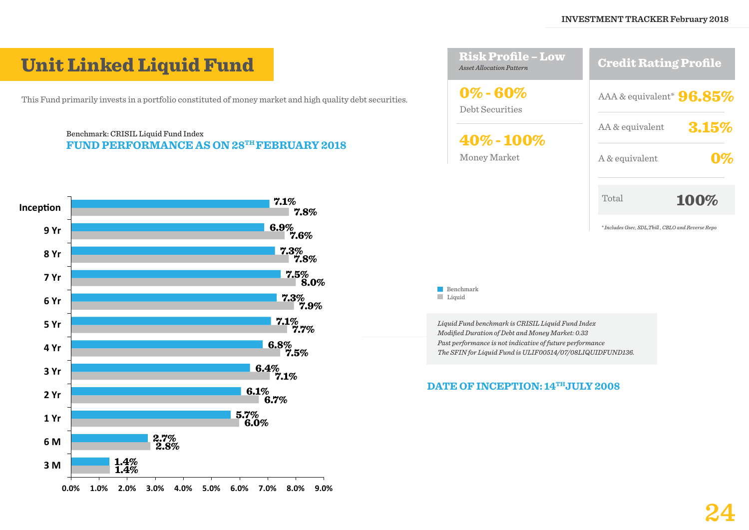# Unit Linked Liquid Fund

This Fund primarily invests in a portfolio constituted of money market and high quality debt securities.

Benchmark: CRISIL Liquid Fund Index

## FUND PERFORMANCE AS ON 28TH FEBRUARY 2018

| Period | Benchmark | Liquid |
|---|---|---|
| Inception | 7.1% | 7.8% |
| 9 Yr | 6.9% | 7.6% |
| 8 Yr | 7.3% | 7.8% |
| 7 Yr | 7.5% | 8.0% |
| 6 Yr | 7.3% | 7.9% |
| 5 Yr | 7.1% | 7.7% |
| 4 Yr | 6.8% | 7.5% |
| 3 Yr | 6.4% | 7.1% |
| 2 Yr | 6.1% | 6.7% |
| 1 Yr | 5.7% | 6.0% |
| 6 M | 2.7% | 2.8% |
| 3 M | 1.4% | 1.4% |

## Risk Profile – Low

*Asset Allocation Pattern*

**0% - 60%** Debt Securities

**40% - 100%** Money Market

## Credit Rating Profile

| Rating | % |
|---|---|
| AAA & equivalent* | 96.85% |
| AA & equivalent | 3.15% |
| A & equivalent | 0% |
| Total | 100% |

*Includes Gsec, SDL,Tbill , CBLO and Reverse Repo

*Liquid Fund benchmark is CRISIL Liquid Fund Index*
*Modified Duration of Debt and Money Market: 0.33*
*Past performance is not indicative of future performance*
*The SFIN for Liquid Fund is ULIF00514/07/08LIQUIDFUND136.*

**DATE OF INCEPTION: 14TH JULY 2008**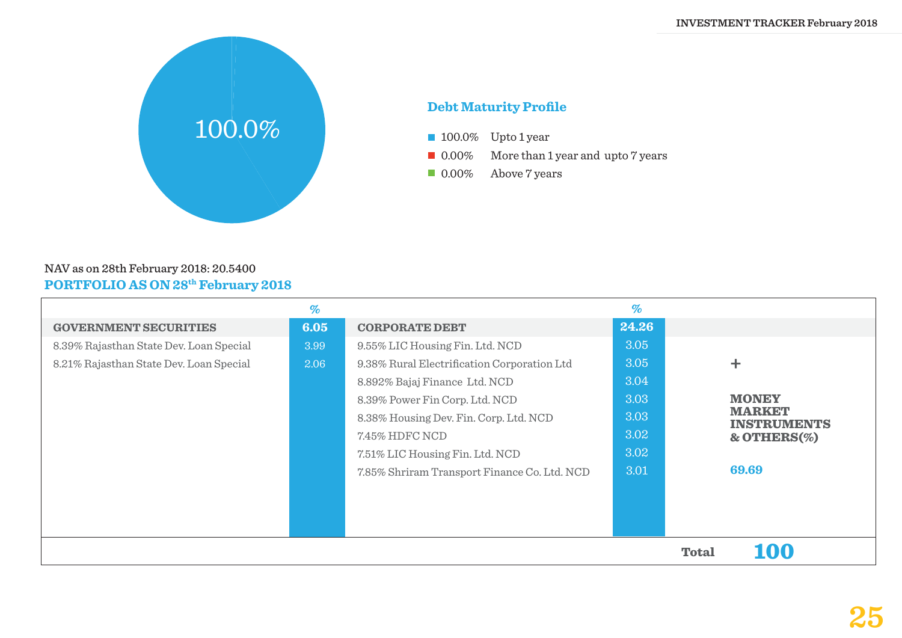100.0%

### Debt Maturity Profile

- 100.0% Upto 1 year
- 0.00% More than 1 year and upto 7 years
- 0.00% Above 7 years

NAV as on 28th February 2018: 20.5400

## PORTFOLIO AS ON 28th February 2018

| GOVERNMENT SECURITIES | % | CORPORATE DEBT | % | |
|---|---|---|---|---|
| **GOVERNMENT SECURITIES** | **6.05** | **CORPORATE DEBT** | **24.26** | |
| 8.39% Rajasthan State Dev. Loan Special | 3.99 | 9.55% LIC Housing Fin. Ltd. NCD | 3.05 | |
| 8.21% Rajasthan State Dev. Loan Special | 2.06 | 9.38% Rural Electrification Corporation Ltd | 3.05 | + |
| | | 8.892% Bajaj Finance Ltd. NCD | 3.04 | |
| | | 8.39% Power Fin Corp. Ltd. NCD | 3.03 | **MONEY MARKET INSTRUMENTS & OTHERS(%)** |
| | | 8.38% Housing Dev. Fin. Corp. Ltd. NCD | 3.03 | |
| | | 7.45% HDFC NCD | 3.02 | |
| | | 7.51% LIC Housing Fin. Ltd. NCD | 3.02 | |
| | | 7.85% Shriram Transport Finance Co. Ltd. NCD | 3.01 | **69.69** |
| | | | **Total** | **100** |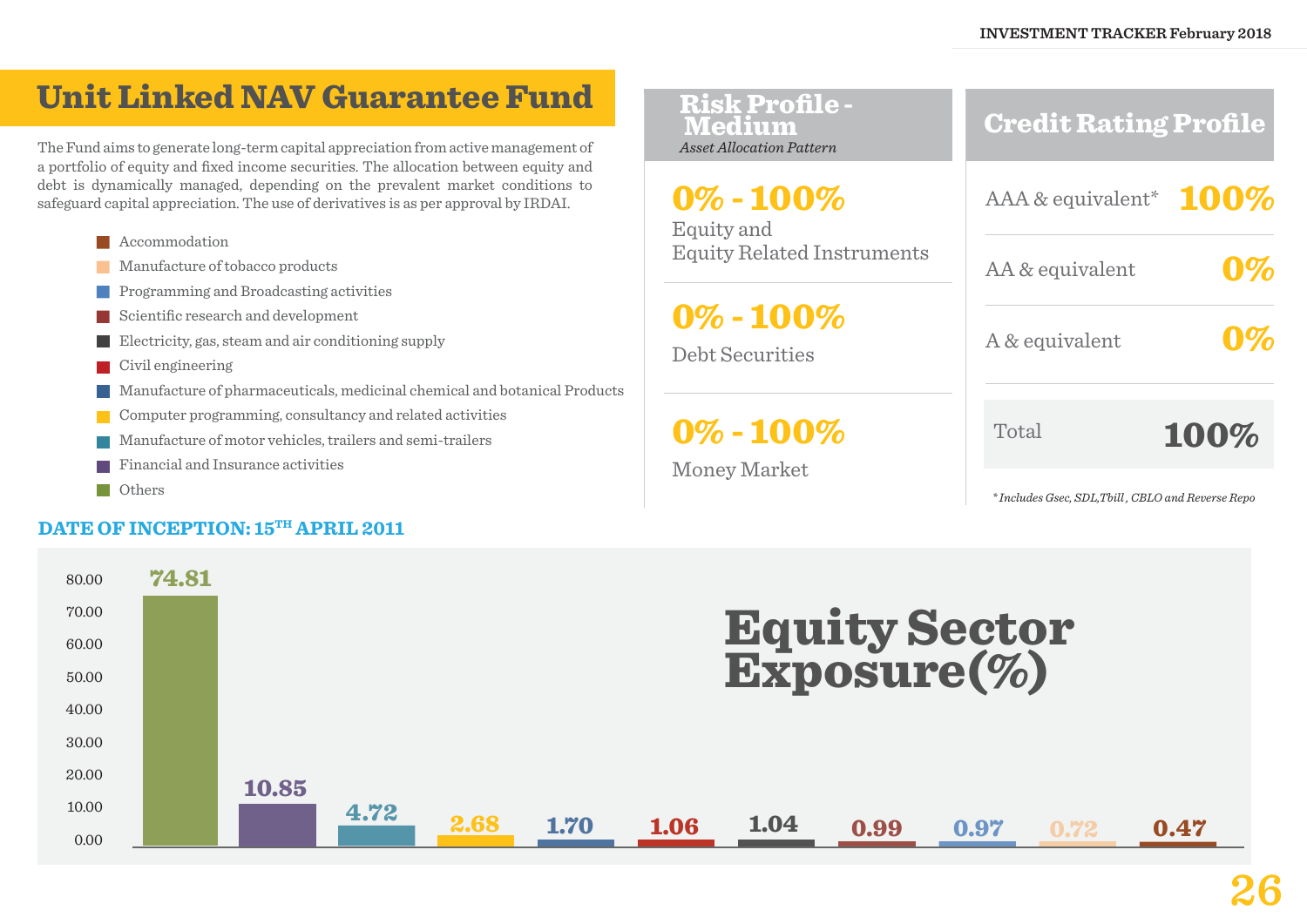# Unit Linked NAV Guarantee Fund

The Fund aims to generate long-term capital appreciation from active management of a portfolio of equity and fixed income securities. The allocation between equity and debt is dynamically managed, depending on the prevalent market conditions to safeguard capital appreciation. The use of derivatives is as per approval by IRDAI.

- Accommodation
- Manufacture of tobacco products
- Programming and Broadcasting activities
- Scientific research and development
- Electricity, gas, steam and air conditioning supply
- Civil engineering
- Manufacture of pharmaceuticals, medicinal chemical and botanical Products
- Computer programming, consultancy and related activities
- Manufacture of motor vehicles, trailers and semi-trailers
- Financial and Insurance activities
- Others

## Risk Profile - Medium

*Asset Allocation Pattern*

| Range | Asset Class |
|---|---|
| 0% - 100% | Equity and Equity Related Instruments |
| 0% - 100% | Debt Securities |
| 0% - 100% | Money Market |

## Credit Rating Profile

| Rating | % |
|---|---|
| AAA & equivalent* | 100% |
| AA & equivalent | 0% |
| A & equivalent | 0% |
| Total | 100% |

*Includes Gsec, SDL,Tbill, CBLO and Reverse Repo*

**DATE OF INCEPTION: 15TH APRIL 2011**

## Equity Sector Exposure(%)

| Sector | % |
|---|---|
| Others | 74.81 |
| Financial and Insurance activities | 10.85 |
| Manufacture of motor vehicles, trailers and semi-trailers | 4.72 |
| Computer programming, consultancy and related activities | 2.68 |
| Manufacture of pharmaceuticals, medicinal chemical and botanical Products | 1.70 |
| Civil engineering | 1.06 |
| Electricity, gas, steam and air conditioning supply | 1.04 |
| Scientific research and development | 0.99 |
| Programming and Broadcasting activities | 0.97 |
| Manufacture of tobacco products | 0.72 |
| Accommodation | 0.47 |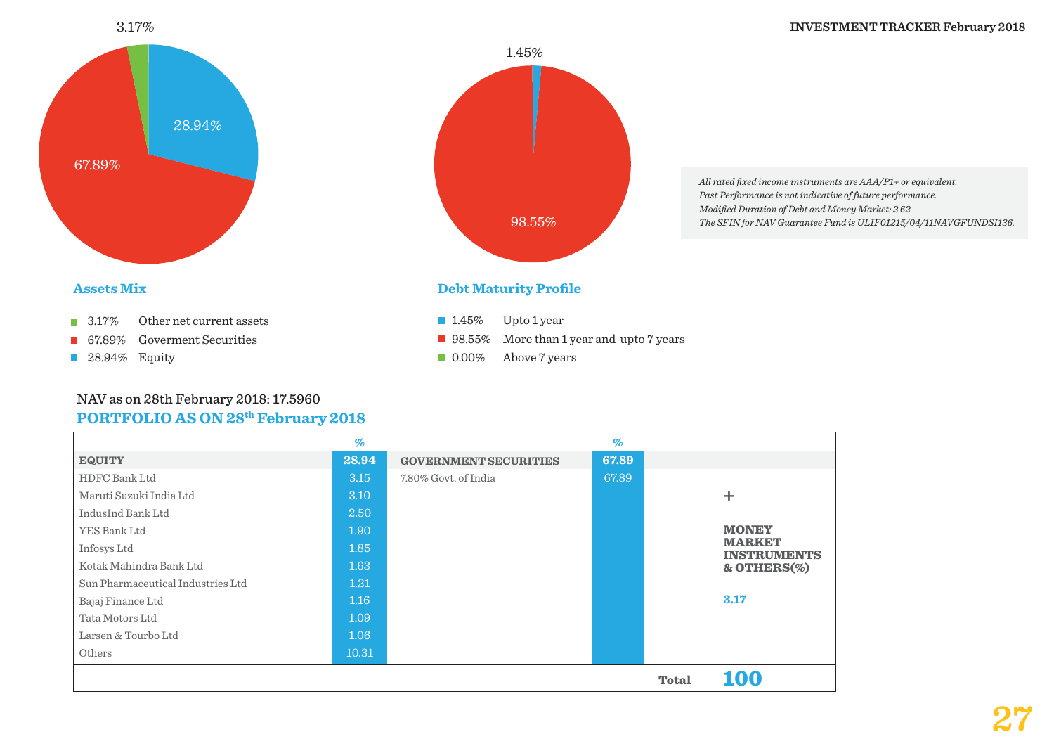### Assets Mix

- 3.17% Other net current assets
- 67.89% Goverment Securities
- 28.94% Equity

### Debt Maturity Profile

- 1.45% Upto 1 year
- 98.55% More than 1 year and upto 7 years
- 0.00% Above 7 years

*All rated fixed income instruments are AAA/P1+ or equivalent.*
*Past Performance is not indicative of future performance.*
*Modified Duration of Debt and Money Market: 2.62*
*The SFIN for NAV Guarantee Fund is ULIF01215/04/11NAVGFUNDSI136.*

NAV as on 28th February 2018: 17.5960

## PORTFOLIO AS ON 28th February 2018

| | % | | % | |
|---|---|---|---|---|
| **EQUITY** | **28.94** | **GOVERNMENT SECURITIES** | **67.89** | |
| HDFC Bank Ltd | 3.15 | 7.80% Govt. of India | 67.89 | |
| Maruti Suzuki India Ltd | 3.10 | | | + |
| IndusInd Bank Ltd | 2.50 | | | |
| YES Bank Ltd | 1.90 | | | **MONEY MARKET INSTRUMENTS & OTHERS(%)** |
| Infosys Ltd | 1.85 | | | |
| Kotak Mahindra Bank Ltd | 1.63 | | | |
| Sun Pharmaceutical Industries Ltd | 1.21 | | | |
| Bajaj Finance Ltd | 1.16 | | | **3.17** |
| Tata Motors Ltd | 1.09 | | | |
| Larsen & Tourbo Ltd | 1.06 | | | |
| Others | 10.31 | | | |
| | | | **Total** | **100** |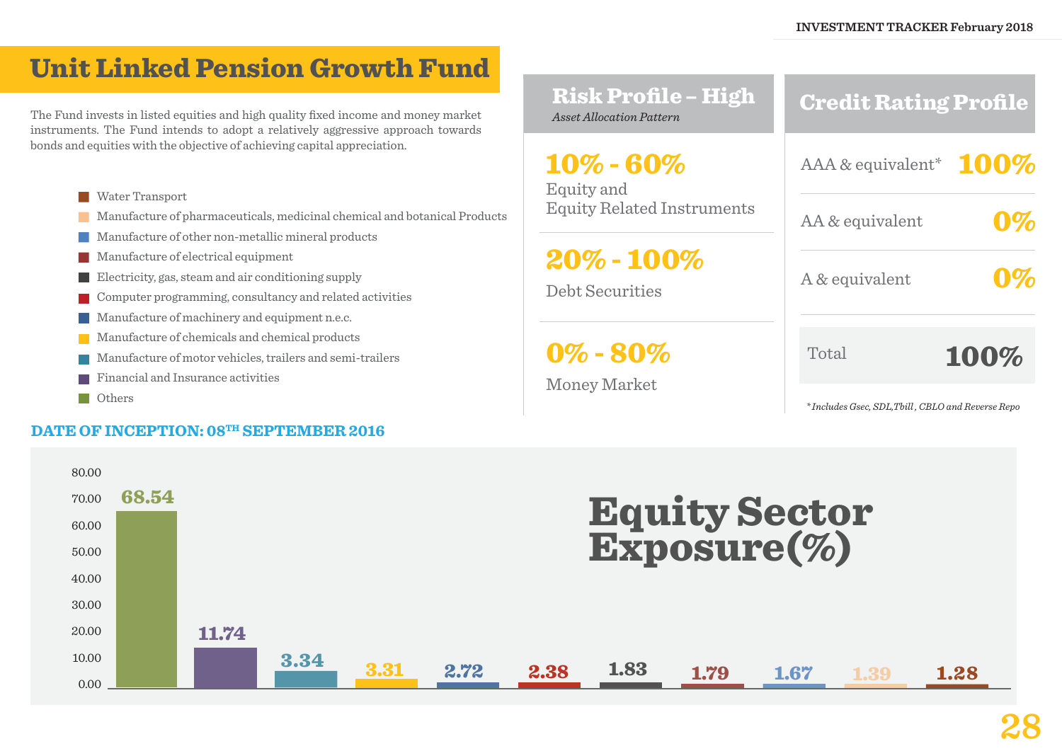# Unit Linked Pension Growth Fund

The Fund invests in listed equities and high quality fixed income and money market instruments. The Fund intends to adopt a relatively aggressive approach towards bonds and equities with the objective of achieving capital appreciation.

## Risk Profile – High

*Asset Allocation Pattern*

| Allocation | Instrument |
|---|---|
| 10% - 60% | Equity and Equity Related Instruments |
| 20% - 100% | Debt Securities |
| 0% - 80% | Money Market |

## Credit Rating Profile

| Rating | % |
|---|---|
| AAA & equivalent* | 100% |
| AA & equivalent | 0% |
| A & equivalent | 0% |
| Total | 100% |

**Includes Gsec, SDL,Tbill , CBLO and Reverse Repo*

**DATE OF INCEPTION: 08TH SEPTEMBER 2016**

## Equity Sector Exposure(%)

| Sector | % |
|---|---|
| Others | 68.54 |
| Financial and Insurance activities | 11.74 |
| Manufacture of motor vehicles, trailers and semi-trailers | 3.34 |
| Manufacture of chemicals and chemical products | 3.31 |
| Manufacture of machinery and equipment n.e.c. | 2.72 |
| Computer programming, consultancy and related activities | 2.38 |
| Electricity, gas, steam and air conditioning supply | 1.83 |
| Manufacture of electrical equipment | 1.79 |
| Manufacture of other non-metallic mineral products | 1.67 |
| Manufacture of pharmaceuticals, medicinal chemical and botanical Products | 1.39 |
| Water Transport | 1.28 |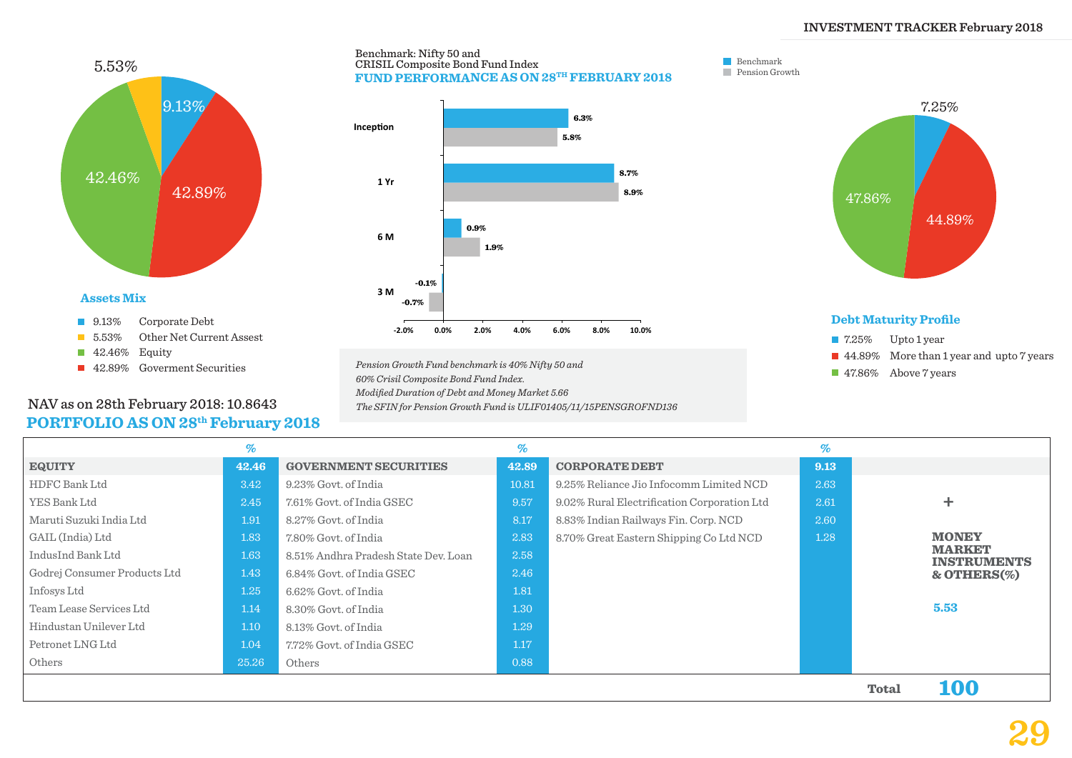## Assets Mix

- 9.13% Corporate Debt
- 5.53% Other Net Current Assest
- 42.46% Equity
- 42.89% Goverment Securities

Benchmark: Nifty 50 and CRISIL Composite Bond Fund Index

## FUND PERFORMANCE AS ON 28TH FEBRUARY 2018

| Period | Benchmark | Pension Growth |
|---|---|---|
| Inception | 6.3% | 5.8% |
| 1 Yr | 8.7% | 8.9% |
| 6 M | 0.9% | 1.9% |
| 3 M | -0.1% | -0.7% |

*Pension Growth Fund benchmark is 40% Nifty 50 and 60% Crisil Composite Bond Fund Index.*
*Modified Duration of Debt and Money Market 5.66*
*The SFIN for Pension Growth Fund is ULIF01405/11/15PENSGROFND136*

## Debt Maturity Profile

- 7.25% Upto 1 year
- 44.89% More than 1 year and upto 7 years
- 47.86% Above 7 years

NAV as on 28th February 2018: 10.8643

## PORTFOLIO AS ON 28th February 2018

| EQUITY | % | GOVERNMENT SECURITIES | % | CORPORATE DEBT | % | |
|---|---|---|---|---|---|---|
| EQUITY | 42.46 | GOVERNMENT SECURITIES | 42.89 | CORPORATE DEBT | 9.13 | |
| HDFC Bank Ltd | 3.42 | 9.23% Govt. of India | 10.81 | 9.25% Reliance Jio Infocomm Limited NCD | 2.63 | |
| YES Bank Ltd | 2.45 | 7.61% Govt. of India GSEC | 9.57 | 9.02% Rural Electrification Corporation Ltd | 2.61 | + |
| Maruti Suzuki India Ltd | 1.91 | 8.27% Govt. of India | 8.17 | 8.83% Indian Railways Fin. Corp. NCD | 2.60 | |
| GAIL (India) Ltd | 1.83 | 7.80% Govt. of India | 2.83 | 8.70% Great Eastern Shipping Co Ltd NCD | 1.28 | **MONEY MARKET INSTRUMENTS & OTHERS(%)** |
| IndusInd Bank Ltd | 1.63 | 8.51% Andhra Pradesh State Dev. Loan | 2.58 | | | |
| Godrej Consumer Products Ltd | 1.43 | 6.84% Govt. of India GSEC | 2.46 | | | |
| Infosys Ltd | 1.25 | 6.62% Govt. of India | 1.81 | | | |
| Team Lease Services Ltd | 1.14 | 8.30% Govt. of India | 1.30 | | | 5.53 |
| Hindustan Unilever Ltd | 1.10 | 8.13% Govt. of India | 1.29 | | | |
| Petronet LNG Ltd | 1.04 | 7.72% Govt. of India GSEC | 1.17 | | | |
| Others | 25.26 | Others | 0.88 | | | |
| | | | | | **Total** | **100** |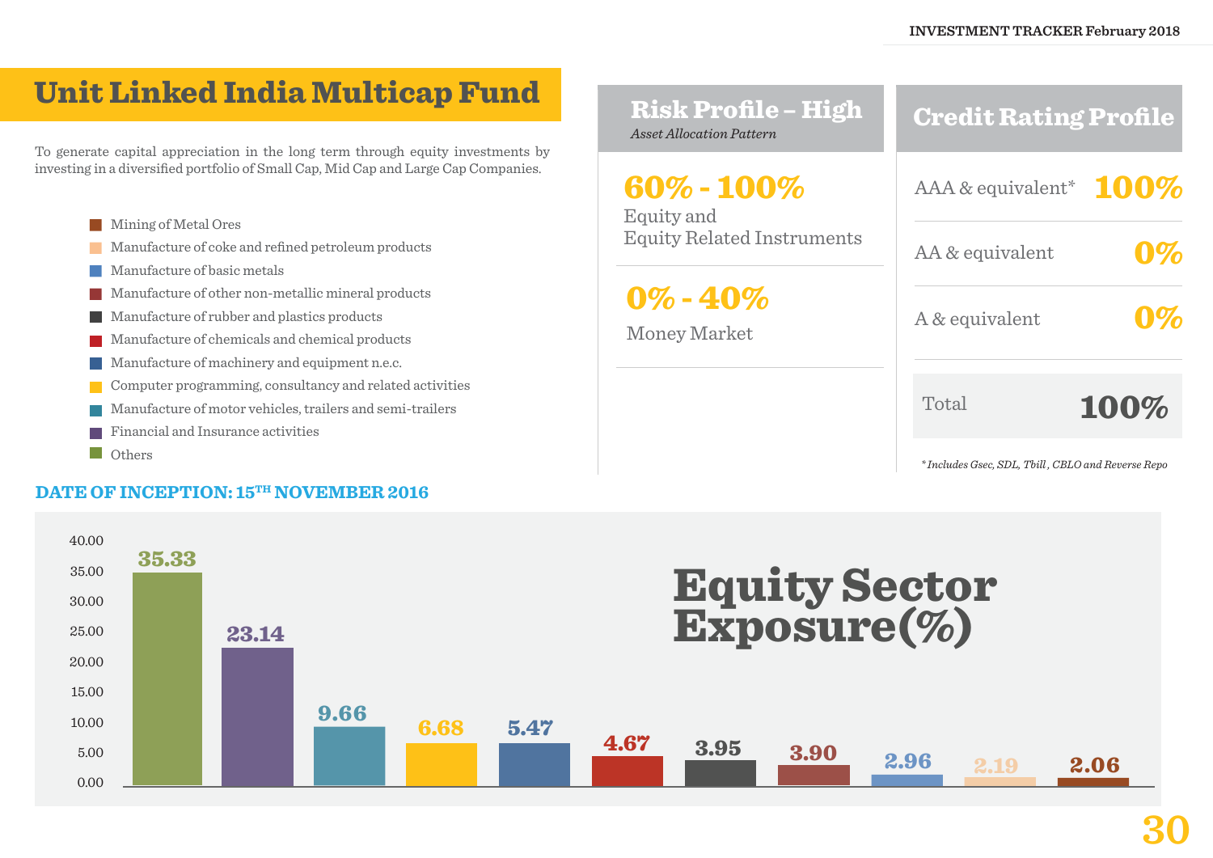# Unit Linked India Multicap Fund

To generate capital appreciation in the long term through equity investments by investing in a diversified portfolio of Small Cap, Mid Cap and Large Cap Companies.

- Mining of Metal Ores
- Manufacture of coke and refined petroleum products
- Manufacture of basic metals
- Manufacture of other non-metallic mineral products
- Manufacture of rubber and plastics products
- Manufacture of chemicals and chemical products
- Manufacture of machinery and equipment n.e.c.
- Computer programming, consultancy and related activities
- Manufacture of motor vehicles, trailers and semi-trailers
- Financial and Insurance activities
- Others

## Risk Profile – High

*Asset Allocation Pattern*

| Allocation | Instrument |
|---|---|
| 60% - 100% | Equity and Equity Related Instruments |
| 0% - 40% | Money Market |

## Credit Rating Profile

| Rating | % |
|---|---|
| AAA & equivalent* | 100% |
| AA & equivalent | 0% |
| A & equivalent | 0% |
| Total | 100% |

*\* Includes Gsec, SDL, Tbill , CBLO and Reverse Repo*

**DATE OF INCEPTION: 15TH NOVEMBER 2016**

## Equity Sector Exposure(%)

| Sector | Exposure (%) |
|---|---|
| Others | 35.33 |
| Financial and Insurance activities | 23.14 |
| Manufacture of motor vehicles, trailers and semi-trailers | 9.66 |
| Computer programming, consultancy and related activities | 6.68 |
| Manufacture of machinery and equipment n.e.c. | 5.47 |
| Manufacture of chemicals and chemical products | 4.67 |
| Manufacture of rubber and plastics products | 3.95 |
| Manufacture of other non-metallic mineral products | 3.90 |
| Manufacture of basic metals | 2.96 |
| Manufacture of coke and refined petroleum products | 2.19 |
| Mining of Metal Ores | 2.06 |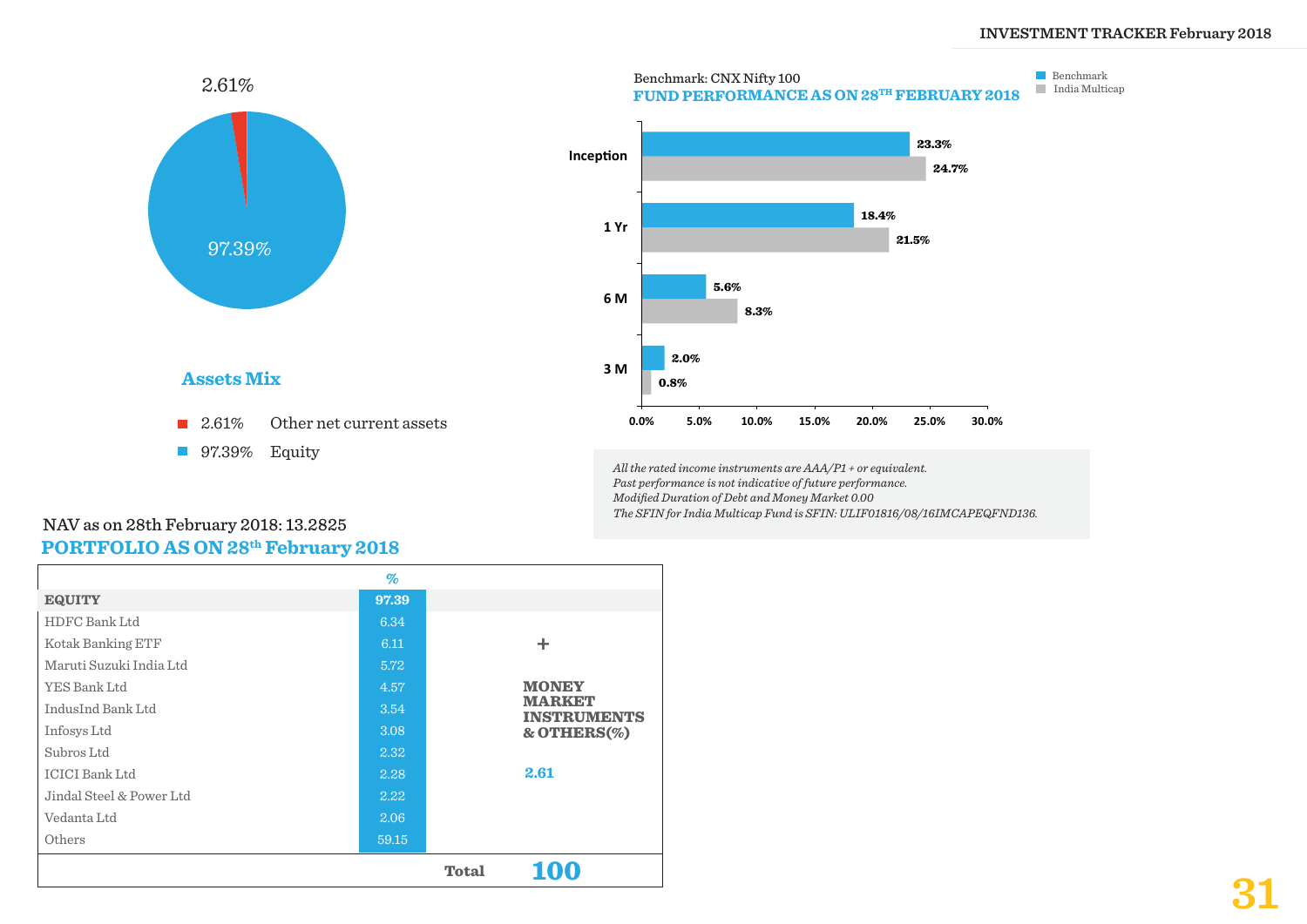2.61%

97.39%

## Assets Mix

- 2.61% Other net current assets
- 97.39% Equity

Benchmark: CNX Nifty 100

## FUND PERFORMANCE AS ON 28TH FEBRUARY 2018

| Period | Benchmark | India Multicap |
|---|---|---|
| Inception | 23.3% | 24.7% |
| 1 Yr | 18.4% | 21.5% |
| 6 M | 5.6% | 8.3% |
| 3 M | 2.0% | 0.8% |

*All the rated income instruments are AAA/P1 + or equivalent.*
*Past performance is not indicative of future performance.*
*Modified Duration of Debt and Money Market 0.00*
*The SFIN for India Multicap Fund is SFIN: ULIF01816/08/16IMCAPEQFND136.*

NAV as on 28th February 2018: 13.2825

## PORTFOLIO AS ON 28th February 2018

| | % | |
|---|---|---|
| **EQUITY** | **97.39** | |
| HDFC Bank Ltd | 6.34 | |
| Kotak Banking ETF | 6.11 | + |
| Maruti Suzuki India Ltd | 5.72 | |
| YES Bank Ltd | 4.57 | **MONEY MARKET INSTRUMENTS & OTHERS(%)** |
| IndusInd Bank Ltd | 3.54 | |
| Infosys Ltd | 3.08 | |
| Subros Ltd | 2.32 | |
| ICICI Bank Ltd | 2.28 | **2.61** |
| Jindal Steel & Power Ltd | 2.22 | |
| Vedanta Ltd | 2.06 | |
| Others | 59.15 | |
| | **Total** | **100** |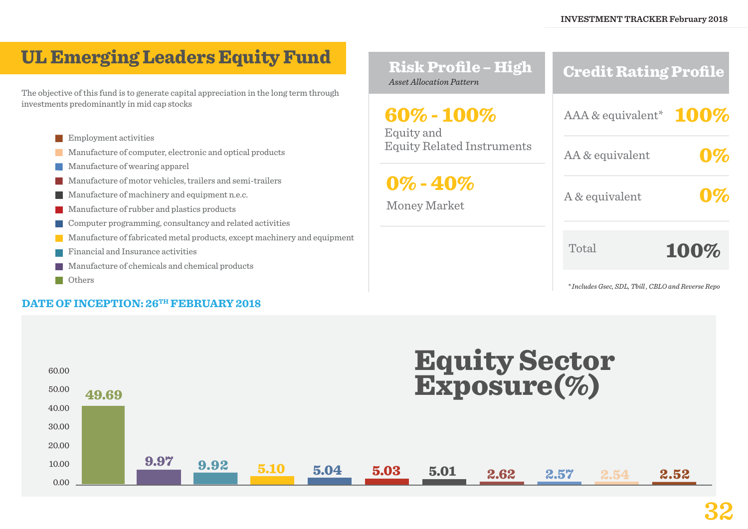# UL Emerging Leaders Equity Fund

The objective of this fund is to generate capital appreciation in the long term through investments predominantly in mid cap stocks

## Risk Profile – High

*Asset Allocation Pattern*

**60% - 100%**
Equity and
Equity Related Instruments

**0% - 40%**
Money Market

## Credit Rating Profile

| Rating | % |
|---|---|
| AAA & equivalent* | 100% |
| AA & equivalent | 0% |
| A & equivalent | 0% |
| Total | 100% |

*Includes Gsec, SDL, Tbill, CBLO and Reverse Repo*

**DATE OF INCEPTION: 26TH FEBRUARY 2018**

## Equity Sector Exposure(%)

| Sector | Exposure (%) |
|---|---|
| Others | 49.69 |
| Manufacture of chemicals and chemical products | 9.97 |
| Financial and Insurance activities | 9.92 |
| Manufacture of fabricated metal products, except machinery and equipment | 5.10 |
| Computer programming, consultancy and related activities | 5.04 |
| Manufacture of rubber and plastics products | 5.03 |
| Manufacture of machinery and equipment n.e.c. | 5.01 |
| Manufacture of motor vehicles, trailers and semi-trailers | 2.62 |
| Manufacture of wearing apparel | 2.57 |
| Manufacture of computer, electronic and optical products | 2.54 |
| Employment activities | 2.52 |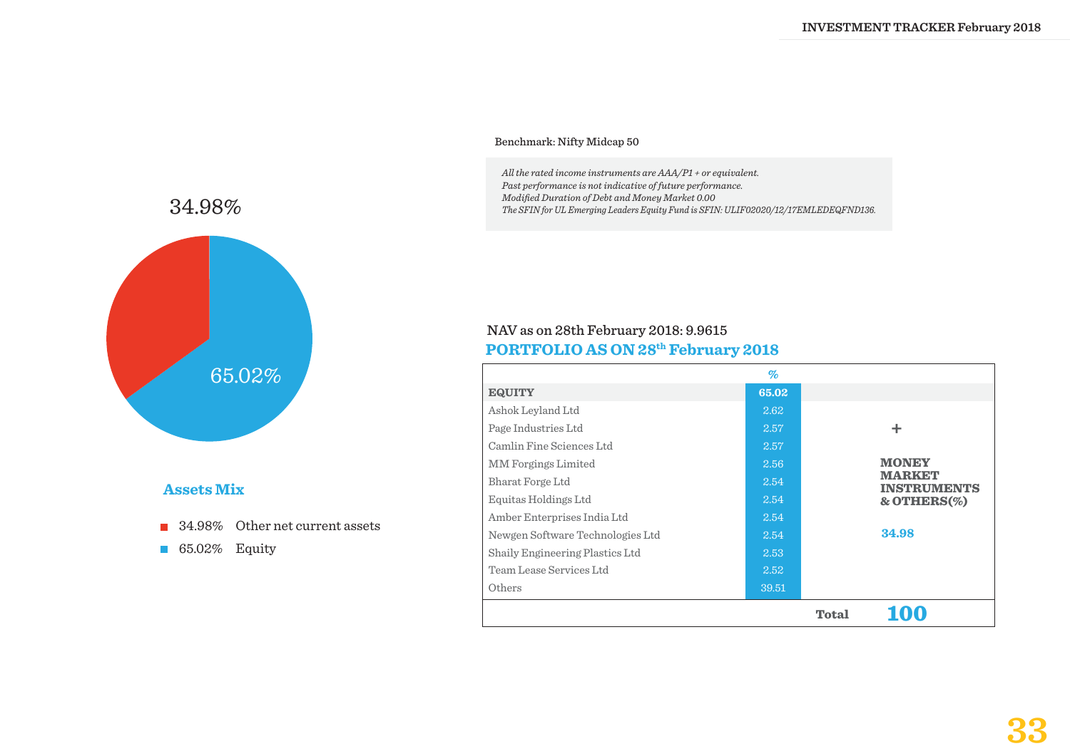Benchmark: Nifty Midcap 50

*All the rated income instruments are AAA/P1 + or equivalent.*
*Past performance is not indicative of future performance.*
*Modified Duration of Debt and Money Market 0.00*
*The SFIN for UL Emerging Leaders Equity Fund is SFIN: ULIF02020/12/17EMLEDEQFND136.*

34.98%

65.02%

### Assets Mix

- 34.98% Other net current assets
- 65.02% Equity

NAV as on 28th February 2018: 9.9615

## PORTFOLIO AS ON 28th February 2018

| | % | |
|---|---|---|
| **EQUITY** | **65.02** | |
| Ashok Leyland Ltd | 2.62 | |
| Page Industries Ltd | 2.57 | + |
| Camlin Fine Sciences Ltd | 2.57 | |
| MM Forgings Limited | 2.56 | **MONEY MARKET INSTRUMENTS & OTHERS(%)** |
| Bharat Forge Ltd | 2.54 | |
| Equitas Holdings Ltd | 2.54 | |
| Amber Enterprises India Ltd | 2.54 | |
| Newgen Software Technologies Ltd | 2.54 | **34.98** |
| Shaily Engineering Plastics Ltd | 2.53 | |
| Team Lease Services Ltd | 2.52 | |
| Others | 39.51 | |
| | **Total** | **100** |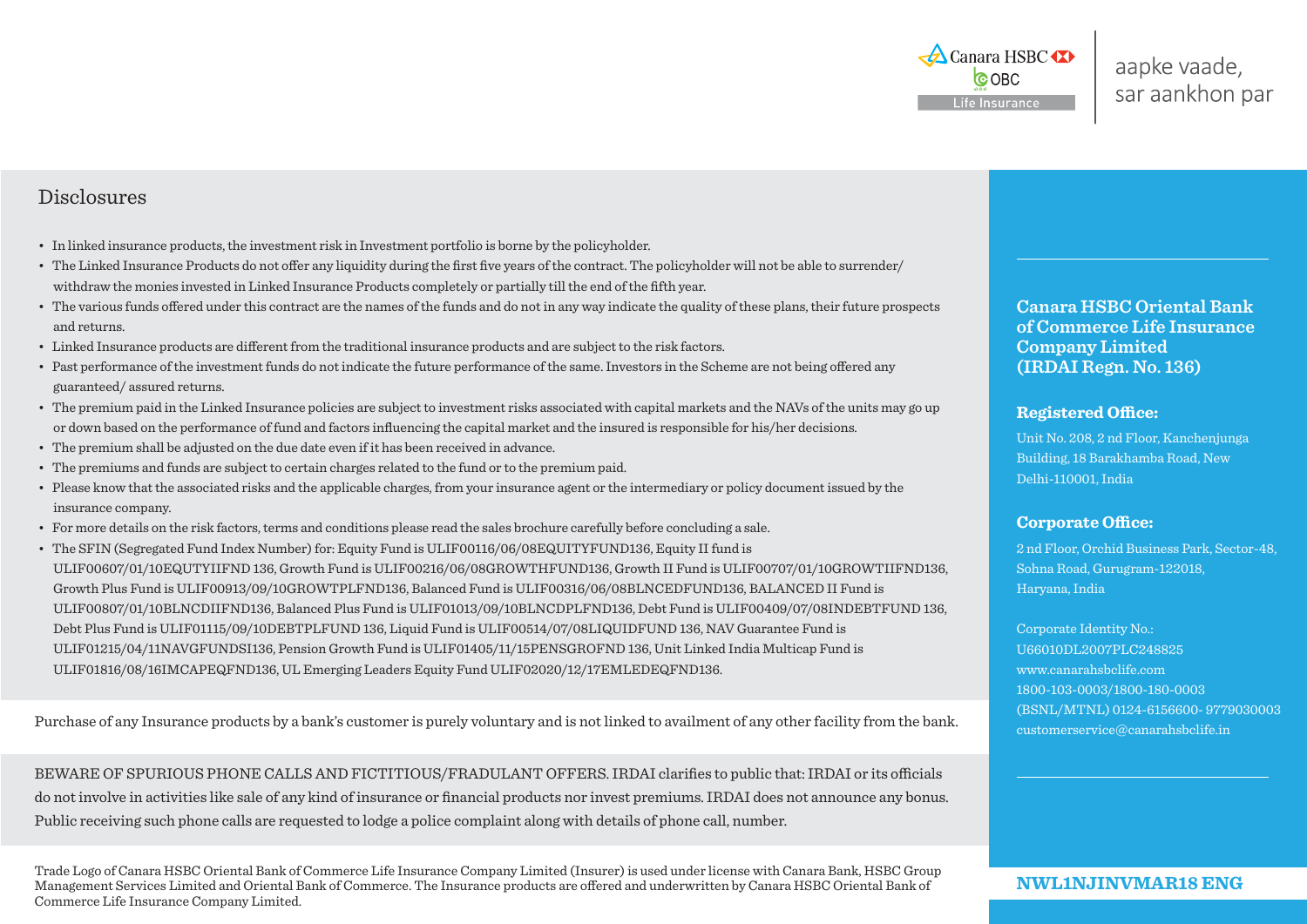Canara HSBC OBC Life Insurance

aapke vaade,
sar aankhon par

## Disclosures

- In linked insurance products, the investment risk in Investment portfolio is borne by the policyholder.
- The Linked Insurance Products do not offer any liquidity during the first five years of the contract. The policyholder will not be able to surrender/ withdraw the monies invested in Linked Insurance Products completely or partially till the end of the fifth year.
- The various funds offered under this contract are the names of the funds and do not in any way indicate the quality of these plans, their future prospects and returns.
- Linked Insurance products are different from the traditional insurance products and are subject to the risk factors.
- Past performance of the investment funds do not indicate the future performance of the same. Investors in the Scheme are not being offered any guaranteed/ assured returns.
- The premium paid in the Linked Insurance policies are subject to investment risks associated with capital markets and the NAVs of the units may go up or down based on the performance of fund and factors influencing the capital market and the insured is responsible for his/her decisions.
- The premium shall be adjusted on the due date even if it has been received in advance.
- The premiums and funds are subject to certain charges related to the fund or to the premium paid.
- Please know that the associated risks and the applicable charges, from your insurance agent or the intermediary or policy document issued by the insurance company.
- For more details on the risk factors, terms and conditions please read the sales brochure carefully before concluding a sale.
- The SFIN (Segregated Fund Index Number) for: Equity Fund is ULIF00116/06/08EQUITYFUND136, Equity II fund is ULIF00607/01/10EQUTYIIFND 136, Growth Fund is ULIF00216/06/08GROWTHFUND136, Growth II Fund is ULIF00707/01/10GROWTIIFND136, Growth Plus Fund is ULIF00913/09/10GROWTPLFND136, Balanced Fund is ULIF00316/06/08BLNCEDFUND136, BALANCED II Fund is ULIF00807/01/10BLNCDIIFND136, Balanced Plus Fund is ULIF01013/09/10BLNCDPLFND136, Debt Fund is ULIF00409/07/08INDEBTFUND 136, Debt Plus Fund is ULIF01115/09/10DEBTPLFUND 136, Liquid Fund is ULIF00514/07/08LIQUIDFUND 136, NAV Guarantee Fund is ULIF01215/04/11NAVGFUNDSI136, Pension Growth Fund is ULIF01405/11/15PENSGROFND 136, Unit Linked India Multicap Fund is ULIF01816/08/16IMCAPEQFND136, UL Emerging Leaders Equity Fund ULIF02020/12/17EMLEDEQFND136.

Purchase of any Insurance products by a bank's customer is purely voluntary and is not linked to availment of any other facility from the bank.

BEWARE OF SPURIOUS PHONE CALLS AND FICTITIOUS/FRADULANT OFFERS. IRDAI clarifies to public that: IRDAI or its officials do not involve in activities like sale of any kind of insurance or financial products nor invest premiums. IRDAI does not announce any bonus. Public receiving such phone calls are requested to lodge a police complaint along with details of phone call, number.

Trade Logo of Canara HSBC Oriental Bank of Commerce Life Insurance Company Limited (Insurer) is used under license with Canara Bank, HSBC Group Management Services Limited and Oriental Bank of Commerce. The Insurance products are offered and underwritten by Canara HSBC Oriental Bank of Commerce Life Insurance Company Limited.

**Canara HSBC Oriental Bank of Commerce Life Insurance Company Limited (IRDAI Regn. No. 136)**

**Registered Office:**

Unit No. 208, 2 nd Floor, Kanchenjunga Building, 18 Barakhamba Road, New Delhi-110001, India

**Corporate Office:**

2 nd Floor, Orchid Business Park, Sector-48, Sohna Road, Gurugram-122018, Haryana, India

Corporate Identity No.: U66010DL2007PLC248825
www.canarahsbclife.com
1800-103-0003/1800-180-0003
(BSNL/MTNL) 0124-6156600- 9779030003
customerservice@canarahsbclife.in

**NWL1NJINVMAR18 ENG**